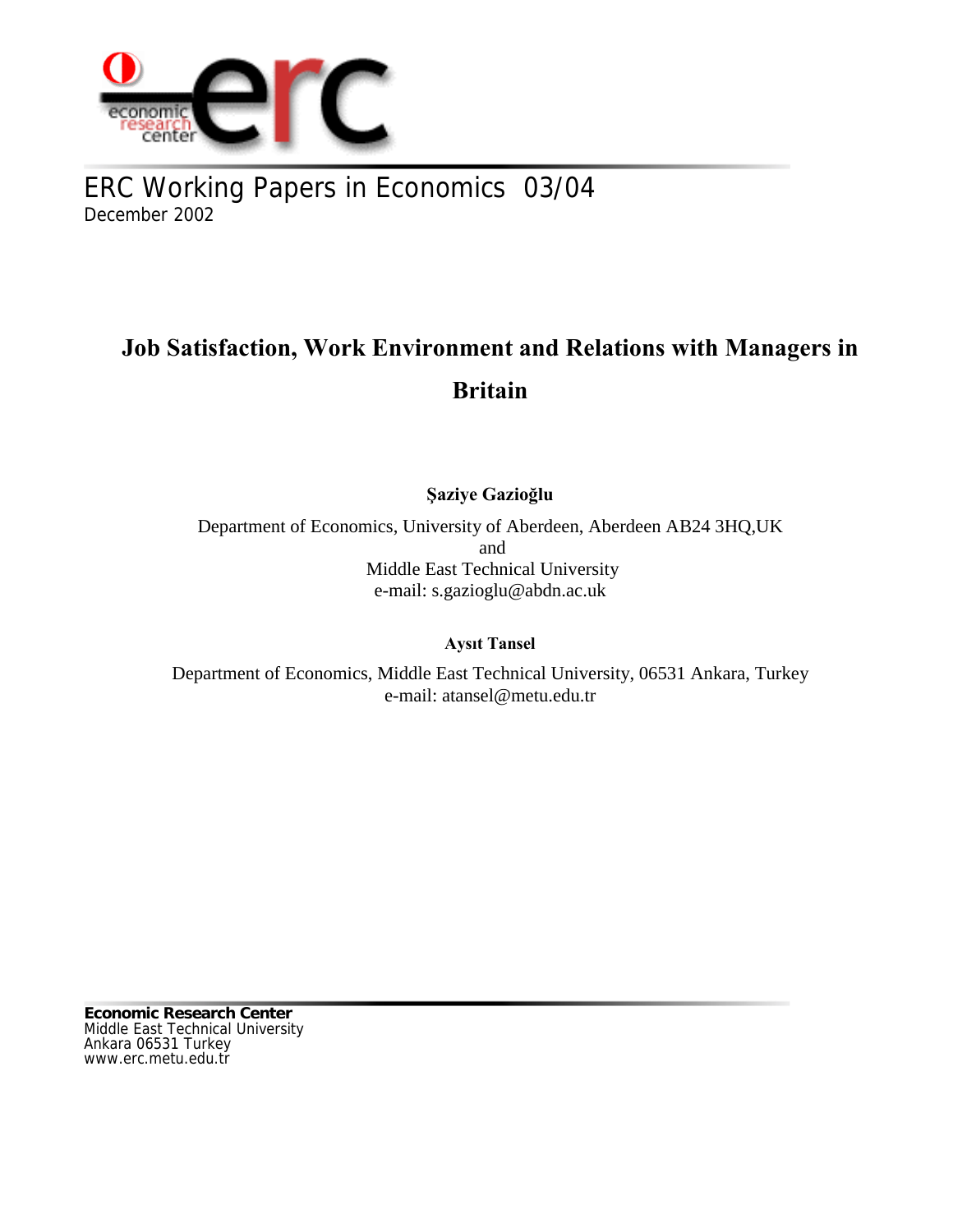ERC Working Papers in Economics 03/04
December 2002

# Job Satisfaction, Work Environment and Relations with Managers in Britain

**Şaziye Gazioğlu**

Department of Economics, University of Aberdeen, Aberdeen AB24 3HQ,UK
and
Middle East Technical University
e-mail: s.gazioglu@abdn.ac.uk

**Aysıt Tansel**

Department of Economics, Middle East Technical University, 06531 Ankara, Turkey
e-mail: atansel@metu.edu.tr

**Economic Research Center**
Middle East Technical University
Ankara 06531 Turkey
www.erc.metu.edu.tr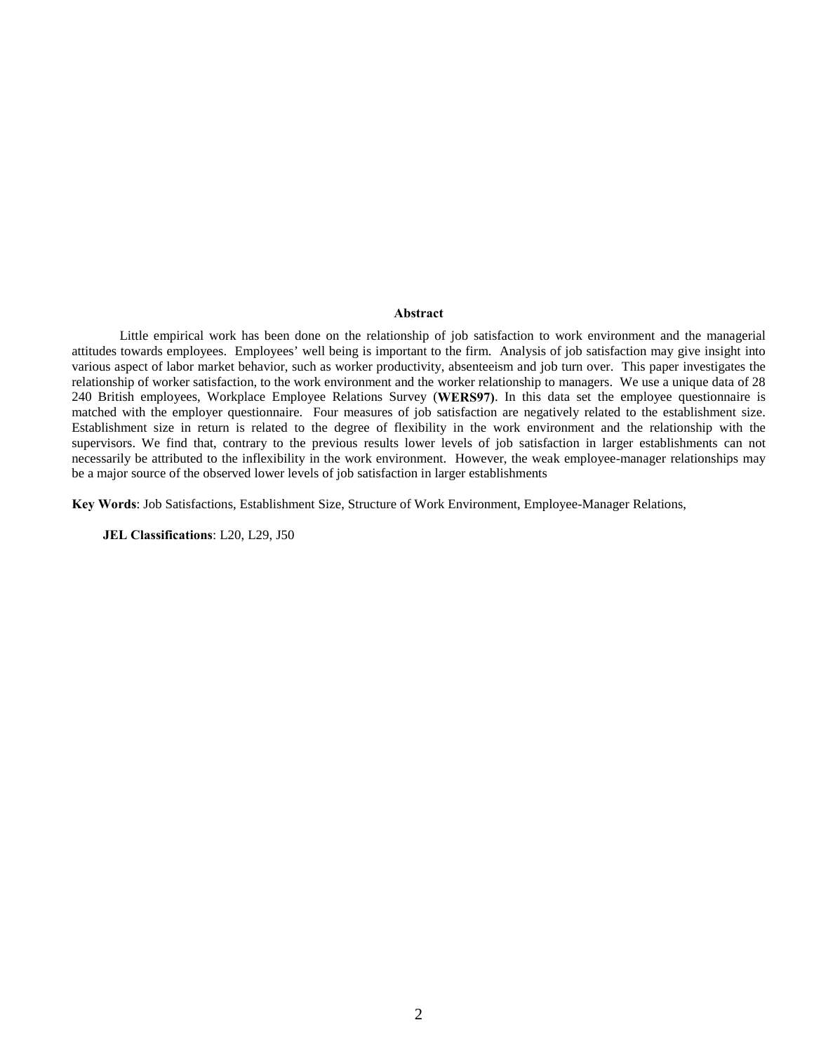### Abstract

Little empirical work has been done on the relationship of job satisfaction to work environment and the managerial attitudes towards employees. Employees' well being is important to the firm. Analysis of job satisfaction may give insight into various aspect of labor market behavior, such as worker productivity, absenteeism and job turn over. This paper investigates the relationship of worker satisfaction, to the work environment and the worker relationship to managers. We use a unique data of 28 240 British employees, Workplace Employee Relations Survey (**WERS97)**. In this data set the employee questionnaire is matched with the employer questionnaire. Four measures of job satisfaction are negatively related to the establishment size. Establishment size in return is related to the degree of flexibility in the work environment and the relationship with the supervisors. We find that, contrary to the previous results lower levels of job satisfaction in larger establishments can not necessarily be attributed to the inflexibility in the work environment. However, the weak employee-manager relationships may be a major source of the observed lower levels of job satisfaction in larger establishments

**Key Words**: Job Satisfactions, Establishment Size, Structure of Work Environment, Employee-Manager Relations,

**JEL Classifications**: L20, L29, J50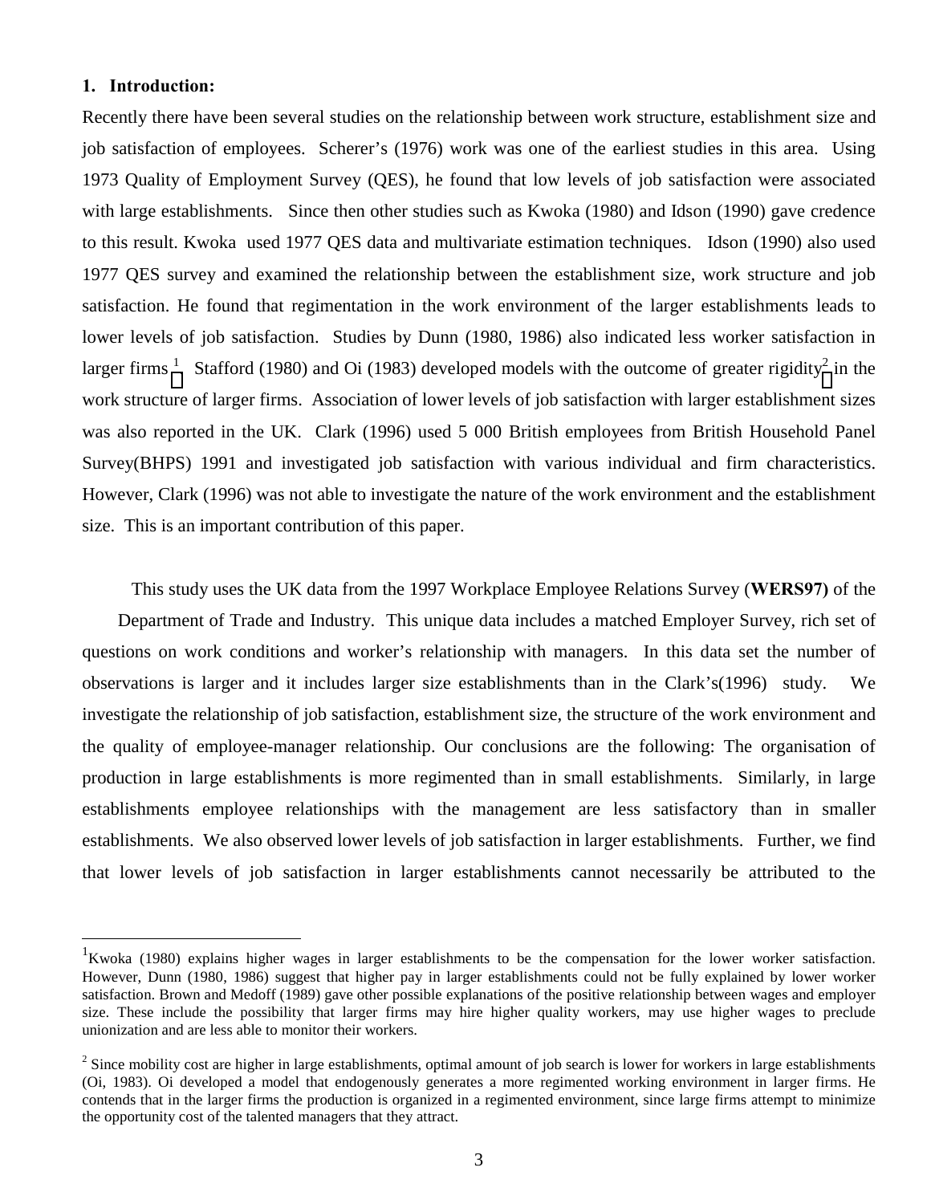### 1. Introduction:

Recently there have been several studies on the relationship between work structure, establishment size and job satisfaction of employees. Scherer's (1976) work was one of the earliest studies in this area. Using 1973 Quality of Employment Survey (QES), he found that low levels of job satisfaction were associated with large establishments. Since then other studies such as Kwoka (1980) and Idson (1990) gave credence to this result. Kwoka used 1977 QES data and multivariate estimation techniques. Idson (1990) also used 1977 QES survey and examined the relationship between the establishment size, work structure and job satisfaction. He found that regimentation in the work environment of the larger establishments leads to lower levels of job satisfaction. Studies by Dunn (1980, 1986) also indicated less worker satisfaction in larger firms.[1] Stafford (1980) and Oi (1983) developed models with the outcome of greater rigidity[2] in the work structure of larger firms. Association of lower levels of job satisfaction with larger establishment sizes was also reported in the UK. Clark (1996) used 5 000 British employees from British Household Panel Survey(BHPS) 1991 and investigated job satisfaction with various individual and firm characteristics. However, Clark (1996) was not able to investigate the nature of the work environment and the establishment size. This is an important contribution of this paper.

This study uses the UK data from the 1997 Workplace Employee Relations Survey (**WERS97)** of the Department of Trade and Industry. This unique data includes a matched Employer Survey, rich set of questions on work conditions and worker's relationship with managers. In this data set the number of observations is larger and it includes larger size establishments than in the Clark's(1996) study. We investigate the relationship of job satisfaction, establishment size, the structure of the work environment and the quality of employee-manager relationship. Our conclusions are the following: The organisation of production in large establishments is more regimented than in small establishments. Similarly, in large establishments employee relationships with the management are less satisfactory than in smaller establishments. We also observed lower levels of job satisfaction in larger establishments. Further, we find that lower levels of job satisfaction in larger establishments cannot necessarily be attributed to the

[1] Kwoka (1980) explains higher wages in larger establishments to be the compensation for the lower worker satisfaction. However, Dunn (1980, 1986) suggest that higher pay in larger establishments could not be fully explained by lower worker satisfaction. Brown and Medoff (1989) gave other possible explanations of the positive relationship between wages and employer size. These include the possibility that larger firms may hire higher quality workers, may use higher wages to preclude unionization and are less able to monitor their workers.

[2] Since mobility cost are higher in large establishments, optimal amount of job search is lower for workers in large establishments (Oi, 1983). Oi developed a model that endogenously generates a more regimented working environment in larger firms. He contends that in the larger firms the production is organized in a regimented environment, since large firms attempt to minimize the opportunity cost of the talented managers that they attract.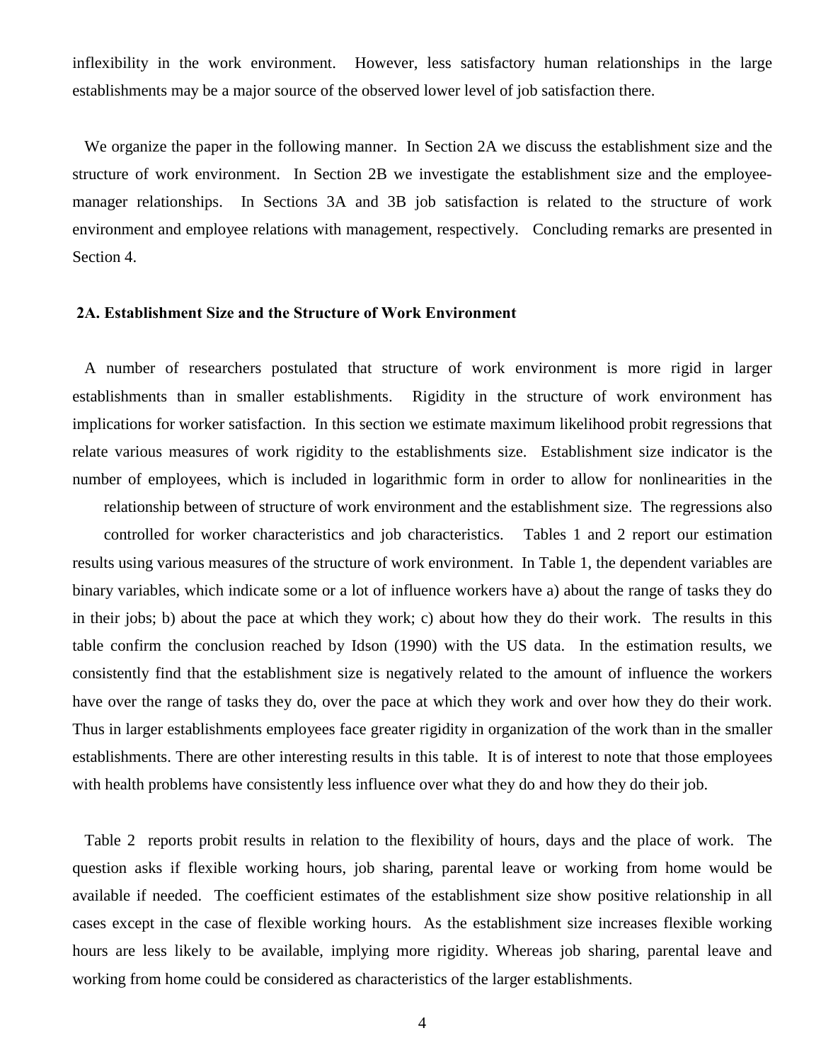inflexibility in the work environment. However, less satisfactory human relationships in the large establishments may be a major source of the observed lower level of job satisfaction there.

We organize the paper in the following manner. In Section 2A we discuss the establishment size and the structure of work environment. In Section 2B we investigate the establishment size and the employee-manager relationships. In Sections 3A and 3B job satisfaction is related to the structure of work environment and employee relations with management, respectively. Concluding remarks are presented in Section 4.

## 2A. Establishment Size and the Structure of Work Environment

A number of researchers postulated that structure of work environment is more rigid in larger establishments than in smaller establishments. Rigidity in the structure of work environment has implications for worker satisfaction. In this section we estimate maximum likelihood probit regressions that relate various measures of work rigidity to the establishments size. Establishment size indicator is the number of employees, which is included in logarithmic form in order to allow for nonlinearities in the relationship between of structure of work environment and the establishment size. The regressions also controlled for worker characteristics and job characteristics. Tables 1 and 2 report our estimation results using various measures of the structure of work environment. In Table 1, the dependent variables are binary variables, which indicate some or a lot of influence workers have a) about the range of tasks they do in their jobs; b) about the pace at which they work; c) about how they do their work. The results in this table confirm the conclusion reached by Idson (1990) with the US data. In the estimation results, we consistently find that the establishment size is negatively related to the amount of influence the workers have over the range of tasks they do, over the pace at which they work and over how they do their work. Thus in larger establishments employees face greater rigidity in organization of the work than in the smaller establishments. There are other interesting results in this table. It is of interest to note that those employees with health problems have consistently less influence over what they do and how they do their job.

Table 2 reports probit results in relation to the flexibility of hours, days and the place of work. The question asks if flexible working hours, job sharing, parental leave or working from home would be available if needed. The coefficient estimates of the establishment size show positive relationship in all cases except in the case of flexible working hours. As the establishment size increases flexible working hours are less likely to be available, implying more rigidity. Whereas job sharing, parental leave and working from home could be considered as characteristics of the larger establishments.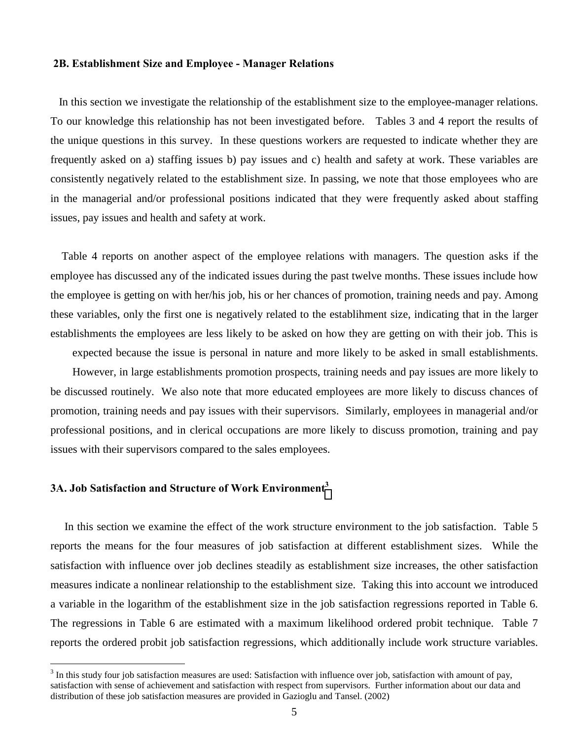## 2B. Establishment Size and Employee - Manager Relations

In this section we investigate the relationship of the establishment size to the employee-manager relations. To our knowledge this relationship has not been investigated before. Tables 3 and 4 report the results of the unique questions in this survey. In these questions workers are requested to indicate whether they are frequently asked on a) staffing issues b) pay issues and c) health and safety at work. These variables are consistently negatively related to the establishment size. In passing, we note that those employees who are in the managerial and/or professional positions indicated that they were frequently asked about staffing issues, pay issues and health and safety at work.

Table 4 reports on another aspect of the employee relations with managers. The question asks if the employee has discussed any of the indicated issues during the past twelve months. These issues include how the employee is getting on with her/his job, his or her chances of promotion, training needs and pay. Among these variables, only the first one is negatively related to the establihment size, indicating that in the larger establishments the employees are less likely to be asked on how they are getting on with their job. This is expected because the issue is personal in nature and more likely to be asked in small establishments. However, in large establishments promotion prospects, training needs and pay issues are more likely to be discussed routinely. We also note that more educated employees are more likely to discuss chances of promotion, training needs and pay issues with their supervisors. Similarly, employees in managerial and/or professional positions, and in clerical occupations are more likely to discuss promotion, training and pay issues with their supervisors compared to the sales employees.

## 3A. Job Satisfaction and Structure of Work Environment[3]

In this section we examine the effect of the work structure environment to the job satisfaction. Table 5 reports the means for the four measures of job satisfaction at different establishment sizes. While the satisfaction with influence over job declines steadily as establishment size increases, the other satisfaction measures indicate a nonlinear relationship to the establishment size. Taking this into account we introduced a variable in the logarithm of the establishment size in the job satisfaction regressions reported in Table 6. The regressions in Table 6 are estimated with a maximum likelihood ordered probit technique. Table 7 reports the ordered probit job satisfaction regressions, which additionally include work structure variables.

[3] In this study four job satisfaction measures are used: Satisfaction with influence over job, satisfaction with amount of pay, satisfaction with sense of achievement and satisfaction with respect from supervisors. Further information about our data and distribution of these job satisfaction measures are provided in Gazioglu and Tansel. (2002)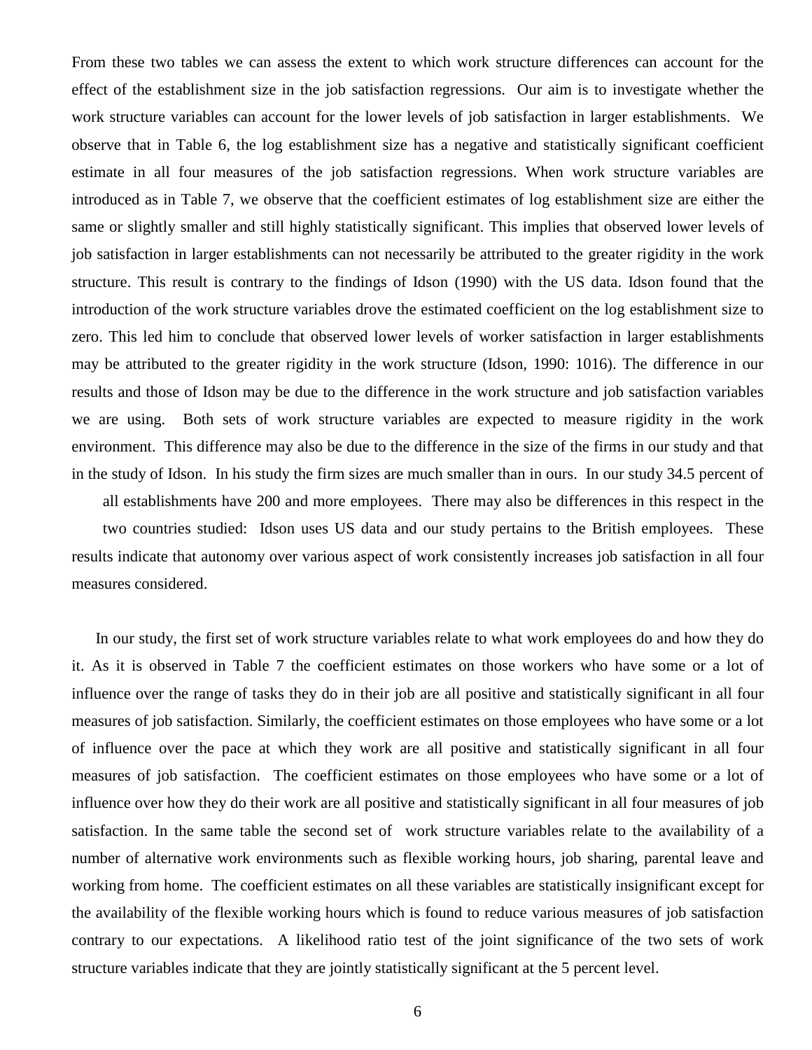From these two tables we can assess the extent to which work structure differences can account for the effect of the establishment size in the job satisfaction regressions. Our aim is to investigate whether the work structure variables can account for the lower levels of job satisfaction in larger establishments. We observe that in Table 6, the log establishment size has a negative and statistically significant coefficient estimate in all four measures of the job satisfaction regressions. When work structure variables are introduced as in Table 7, we observe that the coefficient estimates of log establishment size are either the same or slightly smaller and still highly statistically significant. This implies that observed lower levels of job satisfaction in larger establishments can not necessarily be attributed to the greater rigidity in the work structure. This result is contrary to the findings of Idson (1990) with the US data. Idson found that the introduction of the work structure variables drove the estimated coefficient on the log establishment size to zero. This led him to conclude that observed lower levels of worker satisfaction in larger establishments may be attributed to the greater rigidity in the work structure (Idson, 1990: 1016). The difference in our results and those of Idson may be due to the difference in the work structure and job satisfaction variables we are using. Both sets of work structure variables are expected to measure rigidity in the work environment. This difference may also be due to the difference in the size of the firms in our study and that in the study of Idson. In his study the firm sizes are much smaller than in ours. In our study 34.5 percent of all establishments have 200 and more employees. There may also be differences in this respect in the two countries studied: Idson uses US data and our study pertains to the British employees. These results indicate that autonomy over various aspect of work consistently increases job satisfaction in all four measures considered.

In our study, the first set of work structure variables relate to what work employees do and how they do it. As it is observed in Table 7 the coefficient estimates on those workers who have some or a lot of influence over the range of tasks they do in their job are all positive and statistically significant in all four measures of job satisfaction. Similarly, the coefficient estimates on those employees who have some or a lot of influence over the pace at which they work are all positive and statistically significant in all four measures of job satisfaction. The coefficient estimates on those employees who have some or a lot of influence over how they do their work are all positive and statistically significant in all four measures of job satisfaction. In the same table the second set of work structure variables relate to the availability of a number of alternative work environments such as flexible working hours, job sharing, parental leave and working from home. The coefficient estimates on all these variables are statistically insignificant except for the availability of the flexible working hours which is found to reduce various measures of job satisfaction contrary to our expectations. A likelihood ratio test of the joint significance of the two sets of work structure variables indicate that they are jointly statistically significant at the 5 percent level.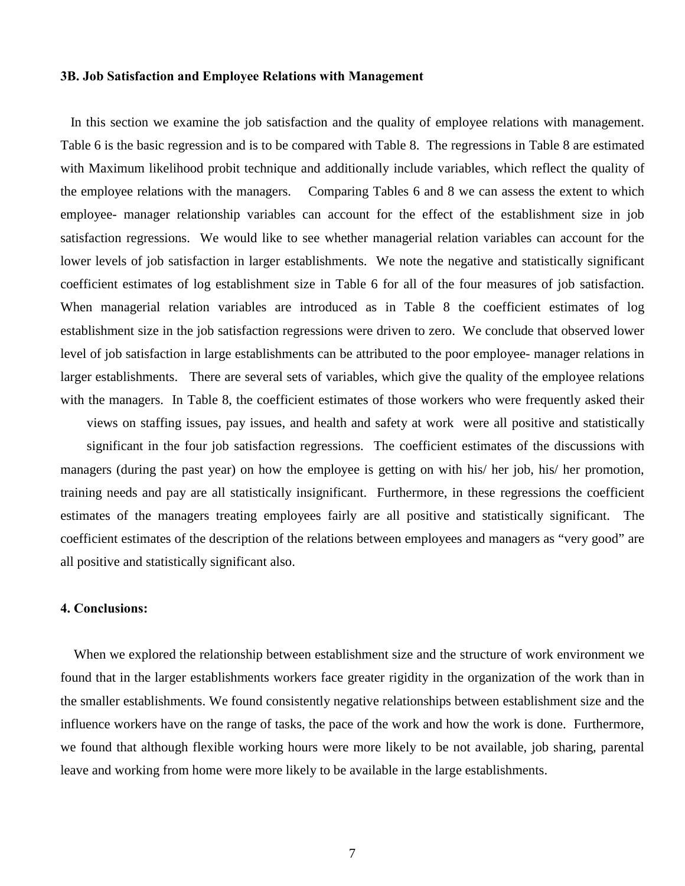### 3B. Job Satisfaction and Employee Relations with Management

In this section we examine the job satisfaction and the quality of employee relations with management. Table 6 is the basic regression and is to be compared with Table 8. The regressions in Table 8 are estimated with Maximum likelihood probit technique and additionally include variables, which reflect the quality of the employee relations with the managers. Comparing Tables 6 and 8 we can assess the extent to which employee- manager relationship variables can account for the effect of the establishment size in job satisfaction regressions. We would like to see whether managerial relation variables can account for the lower levels of job satisfaction in larger establishments. We note the negative and statistically significant coefficient estimates of log establishment size in Table 6 for all of the four measures of job satisfaction. When managerial relation variables are introduced as in Table 8 the coefficient estimates of log establishment size in the job satisfaction regressions were driven to zero. We conclude that observed lower level of job satisfaction in large establishments can be attributed to the poor employee- manager relations in larger establishments. There are several sets of variables, which give the quality of the employee relations with the managers. In Table 8, the coefficient estimates of those workers who were frequently asked their views on staffing issues, pay issues, and health and safety at work were all positive and statistically significant in the four job satisfaction regressions. The coefficient estimates of the discussions with managers (during the past year) on how the employee is getting on with his/ her job, his/ her promotion, training needs and pay are all statistically insignificant. Furthermore, in these regressions the coefficient estimates of the managers treating employees fairly are all positive and statistically significant. The coefficient estimates of the description of the relations between employees and managers as "very good" are all positive and statistically significant also.

### 4. Conclusions:

When we explored the relationship between establishment size and the structure of work environment we found that in the larger establishments workers face greater rigidity in the organization of the work than in the smaller establishments. We found consistently negative relationships between establishment size and the influence workers have on the range of tasks, the pace of the work and how the work is done. Furthermore, we found that although flexible working hours were more likely to be not available, job sharing, parental leave and working from home were more likely to be available in the large establishments.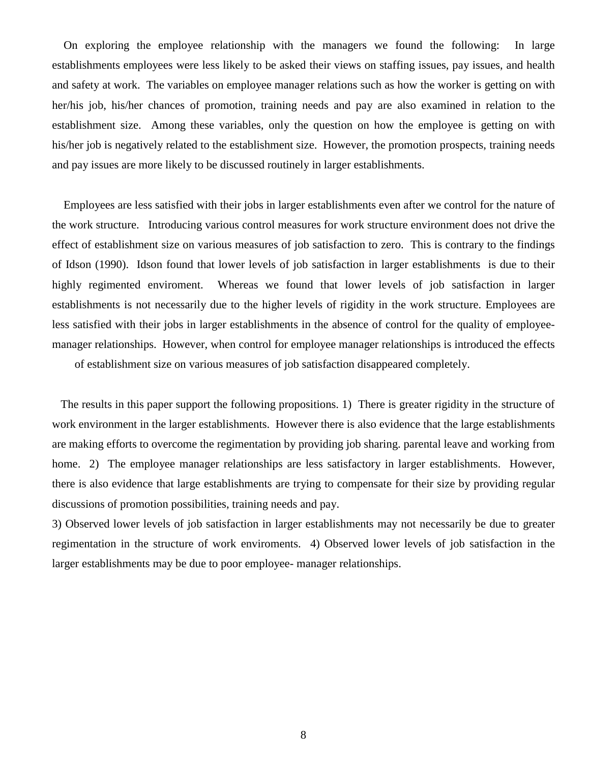On exploring the employee relationship with the managers we found the following: In large establishments employees were less likely to be asked their views on staffing issues, pay issues, and health and safety at work. The variables on employee manager relations such as how the worker is getting on with her/his job, his/her chances of promotion, training needs and pay are also examined in relation to the establishment size. Among these variables, only the question on how the employee is getting on with his/her job is negatively related to the establishment size. However, the promotion prospects, training needs and pay issues are more likely to be discussed routinely in larger establishments.

Employees are less satisfied with their jobs in larger establishments even after we control for the nature of the work structure. Introducing various control measures for work structure environment does not drive the effect of establishment size on various measures of job satisfaction to zero. This is contrary to the findings of Idson (1990). Idson found that lower levels of job satisfaction in larger establishments is due to their highly regimented enviroment. Whereas we found that lower levels of job satisfaction in larger establishments is not necessarily due to the higher levels of rigidity in the work structure. Employees are less satisfied with their jobs in larger establishments in the absence of control for the quality of employee-manager relationships. However, when control for employee manager relationships is introduced the effects of establishment size on various measures of job satisfaction disappeared completely.

The results in this paper support the following propositions. 1) There is greater rigidity in the structure of work environment in the larger establishments. However there is also evidence that the large establishments are making efforts to overcome the regimentation by providing job sharing. parental leave and working from home. 2) The employee manager relationships are less satisfactory in larger establishments. However, there is also evidence that large establishments are trying to compensate for their size by providing regular discussions of promotion possibilities, training needs and pay.
3) Observed lower levels of job satisfaction in larger establishments may not necessarily be due to greater regimentation in the structure of work enviroments. 4) Observed lower levels of job satisfaction in the larger establishments may be due to poor employee- manager relationships.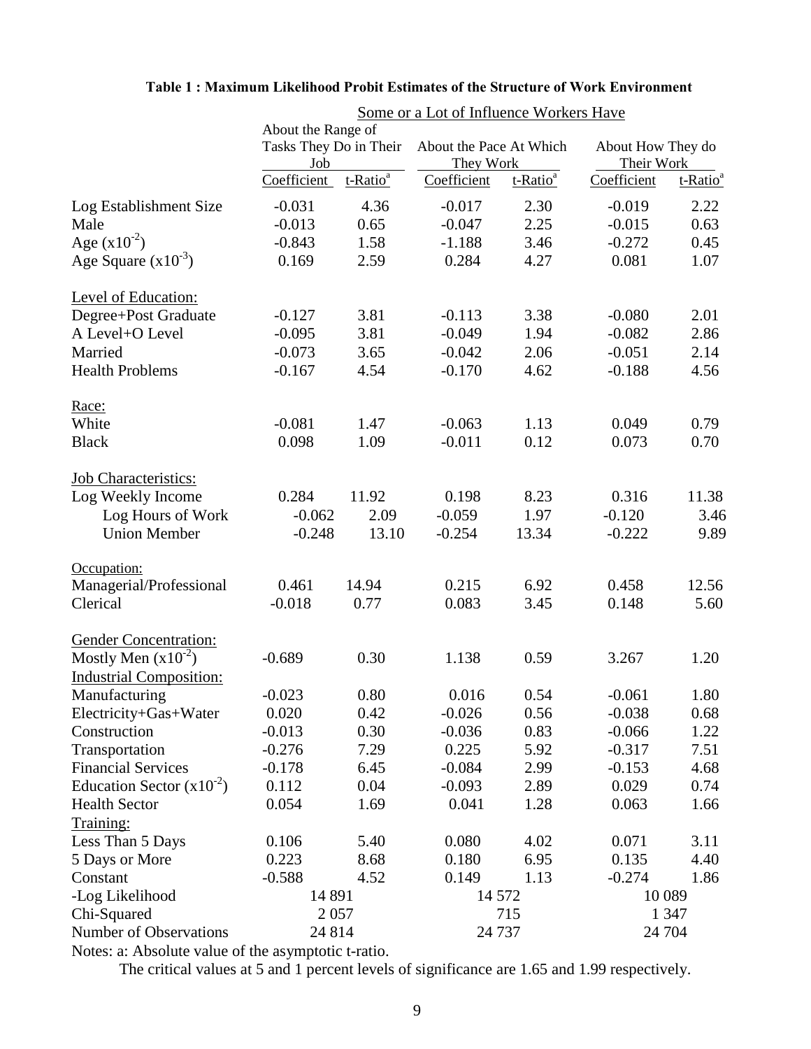**Table 1 : Maximum Likelihood Probit Estimates of the Structure of Work Environment**

| | Some or a Lot of Influence Workers Have | | | | | |
|---|---|---|---|---|---|---|
| | About the Range of Tasks They Do in Their Job | | About the Pace At Which They Work | | About How They do Their Work | |
| | Coefficient | t-Ratio[a] | Coefficient | t-Ratio[a] | Coefficient | t-Ratio[a] |
| Log Establishment Size | -0.031 | 4.36 | -0.017 | 2.30 | -0.019 | 2.22 |
| Male | -0.013 | 0.65 | -0.047 | 2.25 | -0.015 | 0.63 |
| Age ($x10^{-2}$) | -0.843 | 1.58 | -1.188 | 3.46 | -0.272 | 0.45 |
| Age Square ($x10^{-3}$) | 0.169 | 2.59 | 0.284 | 4.27 | 0.081 | 1.07 |
| Level of Education: | | | | | | |
| Degree+Post Graduate | -0.127 | 3.81 | -0.113 | 3.38 | -0.080 | 2.01 |
| A Level+O Level | -0.095 | 3.81 | -0.049 | 1.94 | -0.082 | 2.86 |
| Married | -0.073 | 3.65 | -0.042 | 2.06 | -0.051 | 2.14 |
| Health Problems | -0.167 | 4.54 | -0.170 | 4.62 | -0.188 | 4.56 |
| Race: | | | | | | |
| White | -0.081 | 1.47 | -0.063 | 1.13 | 0.049 | 0.79 |
| Black | 0.098 | 1.09 | -0.011 | 0.12 | 0.073 | 0.70 |
| Job Characteristics: | | | | | | |
| Log Weekly Income | 0.284 | 11.92 | 0.198 | 8.23 | 0.316 | 11.38 |
| Log Hours of Work | -0.062 | 2.09 | -0.059 | 1.97 | -0.120 | 3.46 |
| Union Member | -0.248 | 13.10 | -0.254 | 13.34 | -0.222 | 9.89 |
| Occupation: | | | | | | |
| Managerial/Professional | 0.461 | 14.94 | 0.215 | 6.92 | 0.458 | 12.56 |
| Clerical | -0.018 | 0.77 | 0.083 | 3.45 | 0.148 | 5.60 |
| Gender Concentration: | | | | | | |
| Mostly Men ($x10^{-2}$) | -0.689 | 0.30 | 1.138 | 0.59 | 3.267 | 1.20 |
| Industrial Composition: | | | | | | |
| Manufacturing | -0.023 | 0.80 | 0.016 | 0.54 | -0.061 | 1.80 |
| Electricity+Gas+Water | 0.020 | 0.42 | -0.026 | 0.56 | -0.038 | 0.68 |
| Construction | -0.013 | 0.30 | -0.036 | 0.83 | -0.066 | 1.22 |
| Transportation | -0.276 | 7.29 | 0.225 | 5.92 | -0.317 | 7.51 |
| Financial Services | -0.178 | 6.45 | -0.084 | 2.99 | -0.153 | 4.68 |
| Education Sector ($x10^{-2}$) | 0.112 | 0.04 | -0.093 | 2.89 | 0.029 | 0.74 |
| Health Sector | 0.054 | 1.69 | 0.041 | 1.28 | 0.063 | 1.66 |
| Training: | | | | | | |
| Less Than 5 Days | 0.106 | 5.40 | 0.080 | 4.02 | 0.071 | 3.11 |
| 5 Days or More | 0.223 | 8.68 | 0.180 | 6.95 | 0.135 | 4.40 |
| Constant | -0.588 | 4.52 | 0.149 | 1.13 | -0.274 | 1.86 |
| -Log Likelihood | 14 891 | | 14 572 | | 10 089 | |
| Chi-Squared | 2 057 | | 715 | | 1 347 | |
| Number of Observations | 24 814 | | 24 737 | | 24 704 | |

Notes: a: Absolute value of the asymptotic t-ratio.

The critical values at 5 and 1 percent levels of significance are 1.65 and 1.99 respectively.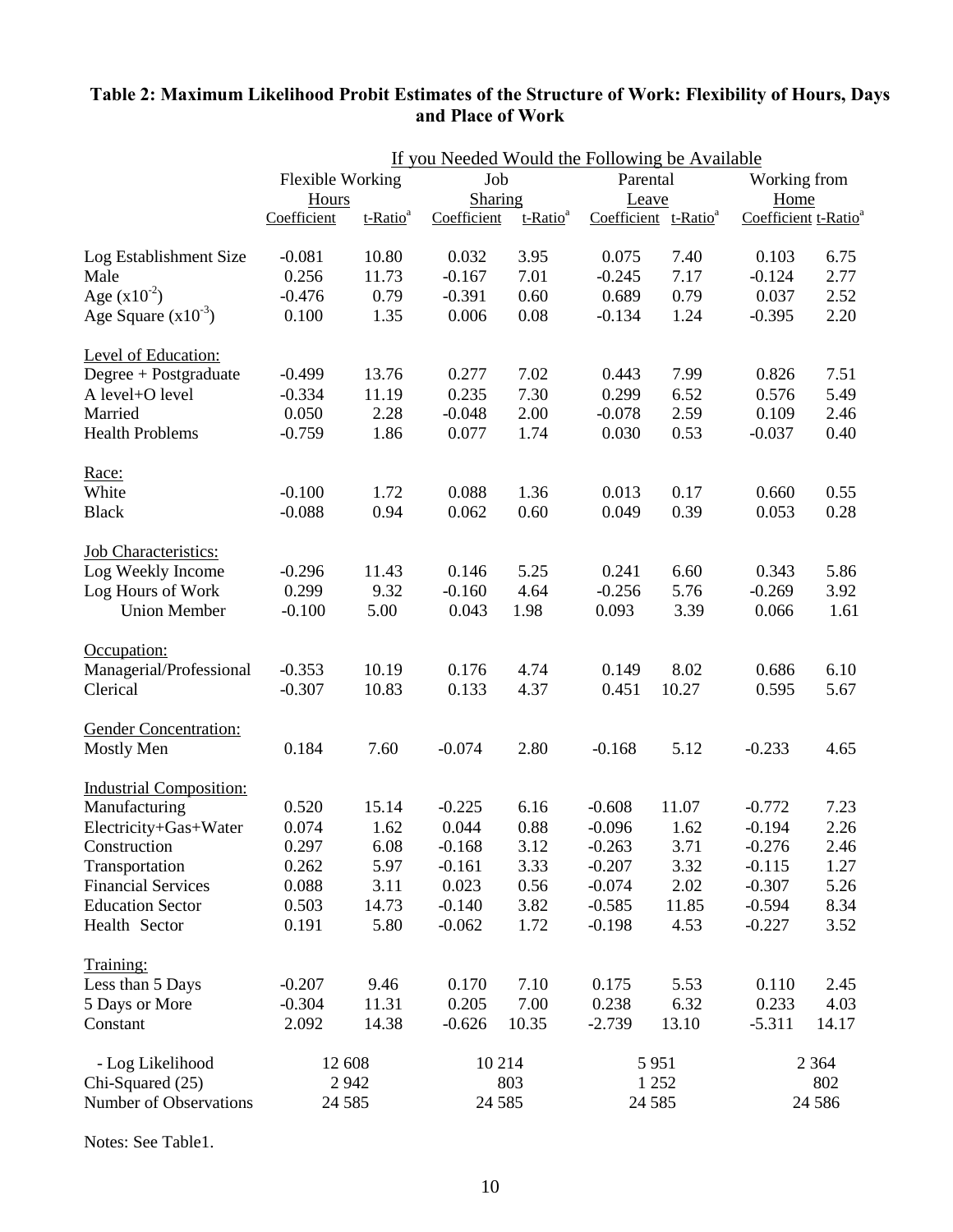**Table 2: Maximum Likelihood Probit Estimates of the Structure of Work: Flexibility of Hours, Days and Place of Work**

| | If you Needed Would the Following be Available | | | | | | | |
|---|---|---|---|---|---|---|---|---|
| | Flexible Working Hours | | Job Sharing | | Parental Leave | | Working from Home | |
| | Coefficient | t-Ratio[a] | Coefficient | t-Ratio[a] | Coefficient | t-Ratio[a] | Coefficient | t-Ratio[a] |
| Log Establishment Size | -0.081 | 10.80 | 0.032 | 3.95 | 0.075 | 7.40 | 0.103 | 6.75 |
| Male | 0.256 | 11.73 | -0.167 | 7.01 | -0.245 | 7.17 | -0.124 | 2.77 |
| Age ($x10^{-2}$) | -0.476 | 0.79 | -0.391 | 0.60 | 0.689 | 0.79 | 0.037 | 2.52 |
| Age Square ($x10^{-3}$) | 0.100 | 1.35 | 0.006 | 0.08 | -0.134 | 1.24 | -0.395 | 2.20 |
| Level of Education: | | | | | | | | |
| Degree + Postgraduate | -0.499 | 13.76 | 0.277 | 7.02 | 0.443 | 7.99 | 0.826 | 7.51 |
| A level+O level | -0.334 | 11.19 | 0.235 | 7.30 | 0.299 | 6.52 | 0.576 | 5.49 |
| Married | 0.050 | 2.28 | -0.048 | 2.00 | -0.078 | 2.59 | 0.109 | 2.46 |
| Health Problems | -0.759 | 1.86 | 0.077 | 1.74 | 0.030 | 0.53 | -0.037 | 0.40 |
| Race: | | | | | | | | |
| White | -0.100 | 1.72 | 0.088 | 1.36 | 0.013 | 0.17 | 0.660 | 0.55 |
| Black | -0.088 | 0.94 | 0.062 | 0.60 | 0.049 | 0.39 | 0.053 | 0.28 |
| Job Characteristics: | | | | | | | | |
| Log Weekly Income | -0.296 | 11.43 | 0.146 | 5.25 | 0.241 | 6.60 | 0.343 | 5.86 |
| Log Hours of Work | 0.299 | 9.32 | -0.160 | 4.64 | -0.256 | 5.76 | -0.269 | 3.92 |
| Union Member | -0.100 | 5.00 | 0.043 | 1.98 | 0.093 | 3.39 | 0.066 | 1.61 |
| Occupation: | | | | | | | | |
| Managerial/Professional | -0.353 | 10.19 | 0.176 | 4.74 | 0.149 | 8.02 | 0.686 | 6.10 |
| Clerical | -0.307 | 10.83 | 0.133 | 4.37 | 0.451 | 10.27 | 0.595 | 5.67 |
| Gender Concentration: | | | | | | | | |
| Mostly Men | 0.184 | 7.60 | -0.074 | 2.80 | -0.168 | 5.12 | -0.233 | 4.65 |
| Industrial Composition: | | | | | | | | |
| Manufacturing | 0.520 | 15.14 | -0.225 | 6.16 | -0.608 | 11.07 | -0.772 | 7.23 |
| Electricity+Gas+Water | 0.074 | 1.62 | 0.044 | 0.88 | -0.096 | 1.62 | -0.194 | 2.26 |
| Construction | 0.297 | 6.08 | -0.168 | 3.12 | -0.263 | 3.71 | -0.276 | 2.46 |
| Transportation | 0.262 | 5.97 | -0.161 | 3.33 | -0.207 | 3.32 | -0.115 | 1.27 |
| Financial Services | 0.088 | 3.11 | 0.023 | 0.56 | -0.074 | 2.02 | -0.307 | 5.26 |
| Education Sector | 0.503 | 14.73 | -0.140 | 3.82 | -0.585 | 11.85 | -0.594 | 8.34 |
| Health Sector | 0.191 | 5.80 | -0.062 | 1.72 | -0.198 | 4.53 | -0.227 | 3.52 |
| Training: | | | | | | | | |
| Less than 5 Days | -0.207 | 9.46 | 0.170 | 7.10 | 0.175 | 5.53 | 0.110 | 2.45 |
| 5 Days or More | -0.304 | 11.31 | 0.205 | 7.00 | 0.238 | 6.32 | 0.233 | 4.03 |
| Constant | 2.092 | 14.38 | -0.626 | 10.35 | -2.739 | 13.10 | -5.311 | 14.17 |
| - Log Likelihood | 12 608 | | 10 214 | | 5 951 | | 2 364 | |
| Chi-Squared (25) | 2 942 | | 803 | | 1 252 | | 802 | |
| Number of Observations | 24 585 | | 24 585 | | 24 585 | | 24 586 | |

Notes: See Table1.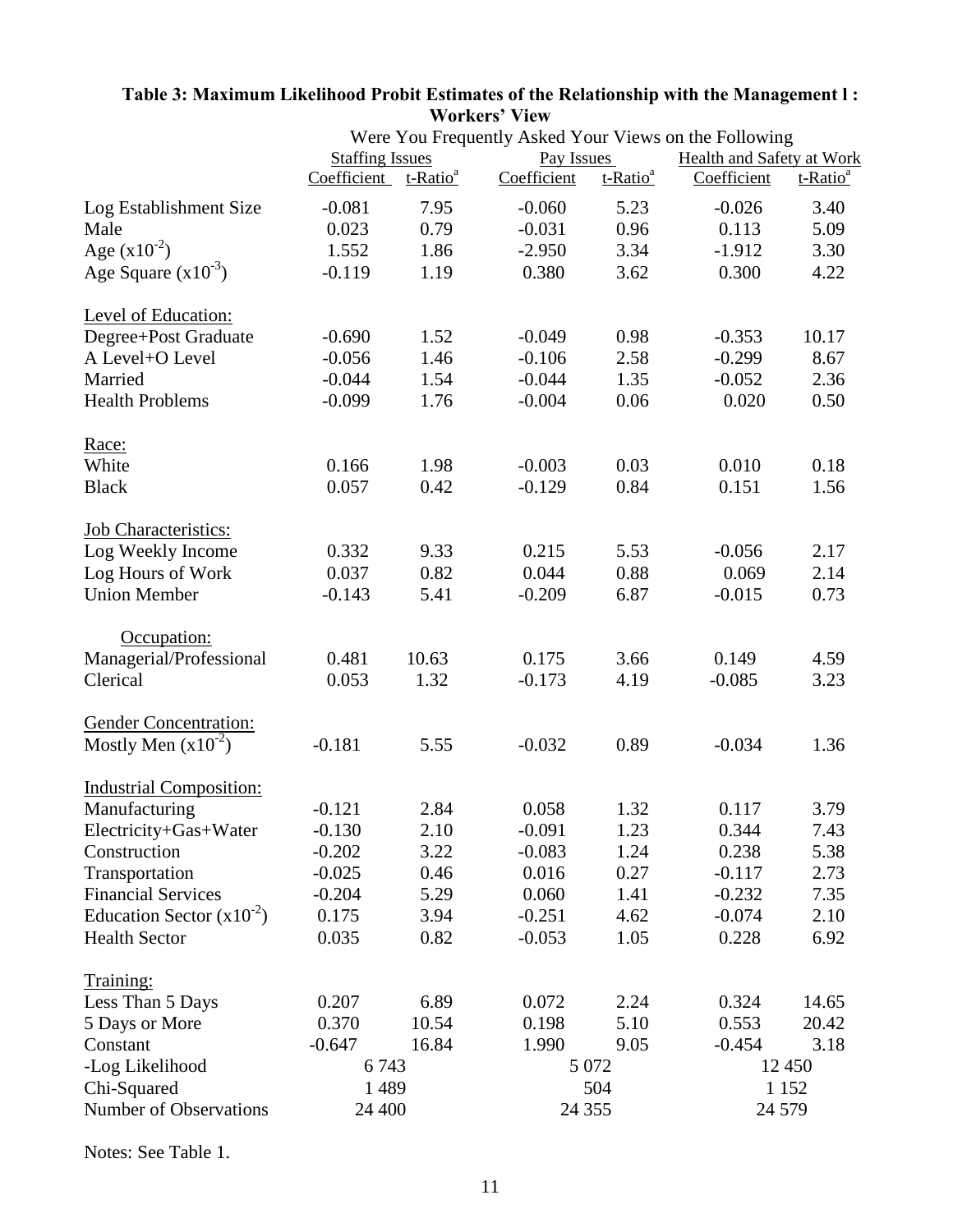**Table 3: Maximum Likelihood Probit Estimates of the Relationship with the Management l : Workers' View**

| | Were You Frequently Asked Your Views on the Following | | | | | |
|---|---|---|---|---|---|---|
| | Staffing Issues | | Pay Issues | | Health and Safety at Work | |
| | Coefficient | t-Ratio[a] | Coefficient | t-Ratio[a] | Coefficient | t-Ratio[a] |
| Log Establishment Size | -0.081 | 7.95 | -0.060 | 5.23 | -0.026 | 3.40 |
| Male | 0.023 | 0.79 | -0.031 | 0.96 | 0.113 | 5.09 |
| Age ($x10^{-2}$) | 1.552 | 1.86 | -2.950 | 3.34 | -1.912 | 3.30 |
| Age Square ($x10^{-3}$) | -0.119 | 1.19 | 0.380 | 3.62 | 0.300 | 4.22 |
| Level of Education: | | | | | | |
| Degree+Post Graduate | -0.690 | 1.52 | -0.049 | 0.98 | -0.353 | 10.17 |
| A Level+O Level | -0.056 | 1.46 | -0.106 | 2.58 | -0.299 | 8.67 |
| Married | -0.044 | 1.54 | -0.044 | 1.35 | -0.052 | 2.36 |
| Health Problems | -0.099 | 1.76 | -0.004 | 0.06 | 0.020 | 0.50 |
| Race: | | | | | | |
| White | 0.166 | 1.98 | -0.003 | 0.03 | 0.010 | 0.18 |
| Black | 0.057 | 0.42 | -0.129 | 0.84 | 0.151 | 1.56 |
| Job Characteristics: | | | | | | |
| Log Weekly Income | 0.332 | 9.33 | 0.215 | 5.53 | -0.056 | 2.17 |
| Log Hours of Work | 0.037 | 0.82 | 0.044 | 0.88 | 0.069 | 2.14 |
| Union Member | -0.143 | 5.41 | -0.209 | 6.87 | -0.015 | 0.73 |
| Occupation: | | | | | | |
| Managerial/Professional | 0.481 | 10.63 | 0.175 | 3.66 | 0.149 | 4.59 |
| Clerical | 0.053 | 1.32 | -0.173 | 4.19 | -0.085 | 3.23 |
| Gender Concentration: | | | | | | |
| Mostly Men ($x10^{-2}$) | -0.181 | 5.55 | -0.032 | 0.89 | -0.034 | 1.36 |
| Industrial Composition: | | | | | | |
| Manufacturing | -0.121 | 2.84 | 0.058 | 1.32 | 0.117 | 3.79 |
| Electricity+Gas+Water | -0.130 | 2.10 | -0.091 | 1.23 | 0.344 | 7.43 |
| Construction | -0.202 | 3.22 | -0.083 | 1.24 | 0.238 | 5.38 |
| Transportation | -0.025 | 0.46 | 0.016 | 0.27 | -0.117 | 2.73 |
| Financial Services | -0.204 | 5.29 | 0.060 | 1.41 | -0.232 | 7.35 |
| Education Sector ($x10^{-2}$) | 0.175 | 3.94 | -0.251 | 4.62 | -0.074 | 2.10 |
| Health Sector | 0.035 | 0.82 | -0.053 | 1.05 | 0.228 | 6.92 |
| Training: | | | | | | |
| Less Than 5 Days | 0.207 | 6.89 | 0.072 | 2.24 | 0.324 | 14.65 |
| 5 Days or More | 0.370 | 10.54 | 0.198 | 5.10 | 0.553 | 20.42 |
| Constant | -0.647 | 16.84 | 1.990 | 9.05 | -0.454 | 3.18 |
| -Log Likelihood | 6 743 | | 5 072 | | 12 450 | |
| Chi-Squared | 1 489 | | 504 | | 1 152 | |
| Number of Observations | 24 400 | | 24 355 | | 24 579 | |

Notes: See Table 1.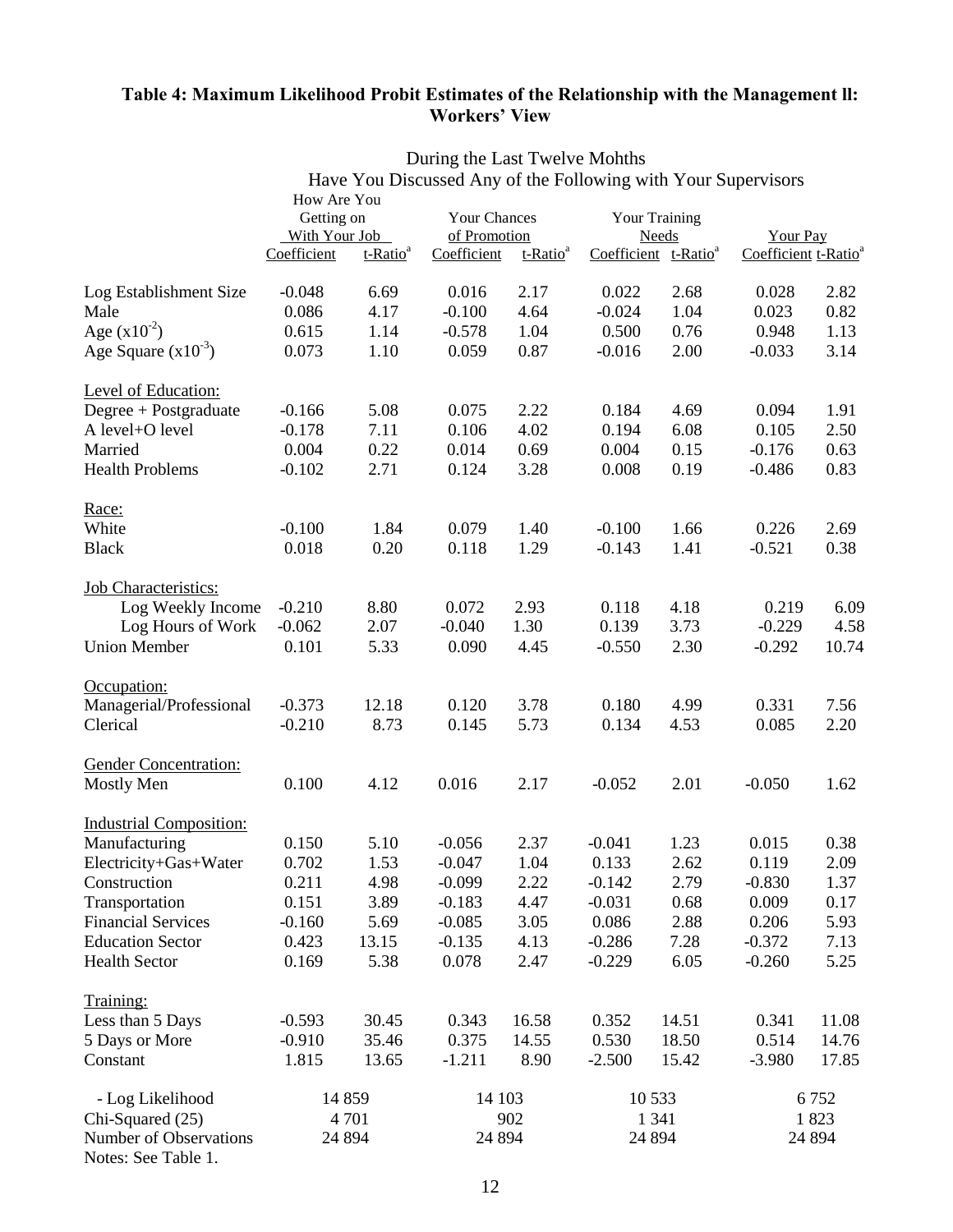**Table 4: Maximum Likelihood Probit Estimates of the Relationship with the Management ll: Workers' View**

| | During the Last Twelve Mohths Have You Discussed Any of the Following with Your Supervisors | | | | | | | |
|---|---|---|---|---|---|---|---|---|
| | How Are You Getting on With Your Job | | Your Chances of Promotion | | Your Training Needs | | Your Pay | |
| | Coefficient | t-Ratio[a] | Coefficient | t-Ratio[a] | Coefficient | t-Ratio[a] | Coefficient | t-Ratio[a] |
| Log Establishment Size | -0.048 | 6.69 | 0.016 | 2.17 | 0.022 | 2.68 | 0.028 | 2.82 |
| Male | 0.086 | 4.17 | -0.100 | 4.64 | -0.024 | 1.04 | 0.023 | 0.82 |
| Age ($x10^{-2}$) | 0.615 | 1.14 | -0.578 | 1.04 | 0.500 | 0.76 | 0.948 | 1.13 |
| Age Square ($x10^{-3}$) | 0.073 | 1.10 | 0.059 | 0.87 | -0.016 | 2.00 | -0.033 | 3.14 |
| Level of Education: | | | | | | | | |
| Degree + Postgraduate | -0.166 | 5.08 | 0.075 | 2.22 | 0.184 | 4.69 | 0.094 | 1.91 |
| A level+O level | -0.178 | 7.11 | 0.106 | 4.02 | 0.194 | 6.08 | 0.105 | 2.50 |
| Married | 0.004 | 0.22 | 0.014 | 0.69 | 0.004 | 0.15 | -0.176 | 0.63 |
| Health Problems | -0.102 | 2.71 | 0.124 | 3.28 | 0.008 | 0.19 | -0.486 | 0.83 |
| Race: | | | | | | | | |
| White | -0.100 | 1.84 | 0.079 | 1.40 | -0.100 | 1.66 | 0.226 | 2.69 |
| Black | 0.018 | 0.20 | 0.118 | 1.29 | -0.143 | 1.41 | -0.521 | 0.38 |
| Job Characteristics: | | | | | | | | |
| Log Weekly Income | -0.210 | 8.80 | 0.072 | 2.93 | 0.118 | 4.18 | 0.219 | 6.09 |
| Log Hours of Work | -0.062 | 2.07 | -0.040 | 1.30 | 0.139 | 3.73 | -0.229 | 4.58 |
| Union Member | 0.101 | 5.33 | 0.090 | 4.45 | -0.550 | 2.30 | -0.292 | 10.74 |
| Occupation: | | | | | | | | |
| Managerial/Professional | -0.373 | 12.18 | 0.120 | 3.78 | 0.180 | 4.99 | 0.331 | 7.56 |
| Clerical | -0.210 | 8.73 | 0.145 | 5.73 | 0.134 | 4.53 | 0.085 | 2.20 |
| Gender Concentration: | | | | | | | | |
| Mostly Men | 0.100 | 4.12 | 0.016 | 2.17 | -0.052 | 2.01 | -0.050 | 1.62 |
| Industrial Composition: | | | | | | | | |
| Manufacturing | 0.150 | 5.10 | -0.056 | 2.37 | -0.041 | 1.23 | 0.015 | 0.38 |
| Electricity+Gas+Water | 0.702 | 1.53 | -0.047 | 1.04 | 0.133 | 2.62 | 0.119 | 2.09 |
| Construction | 0.211 | 4.98 | -0.099 | 2.22 | -0.142 | 2.79 | -0.830 | 1.37 |
| Transportation | 0.151 | 3.89 | -0.183 | 4.47 | -0.031 | 0.68 | 0.009 | 0.17 |
| Financial Services | -0.160 | 5.69 | -0.085 | 3.05 | 0.086 | 2.88 | 0.206 | 5.93 |
| Education Sector | 0.423 | 13.15 | -0.135 | 4.13 | -0.286 | 7.28 | -0.372 | 7.13 |
| Health Sector | 0.169 | 5.38 | 0.078 | 2.47 | -0.229 | 6.05 | -0.260 | 5.25 |
| Training: | | | | | | | | |
| Less than 5 Days | -0.593 | 30.45 | 0.343 | 16.58 | 0.352 | 14.51 | 0.341 | 11.08 |
| 5 Days or More | -0.910 | 35.46 | 0.375 | 14.55 | 0.530 | 18.50 | 0.514 | 14.76 |
| Constant | 1.815 | 13.65 | -1.211 | 8.90 | -2.500 | 15.42 | -3.980 | 17.85 |
| - Log Likelihood | 14 859 | | 14 103 | | 10 533 | | 6 752 | |
| Chi-Squared (25) | 4 701 | | 902 | | 1 341 | | 1 823 | |
| Number of Observations | 24 894 | | 24 894 | | 24 894 | | 24 894 | |

Notes: See Table 1.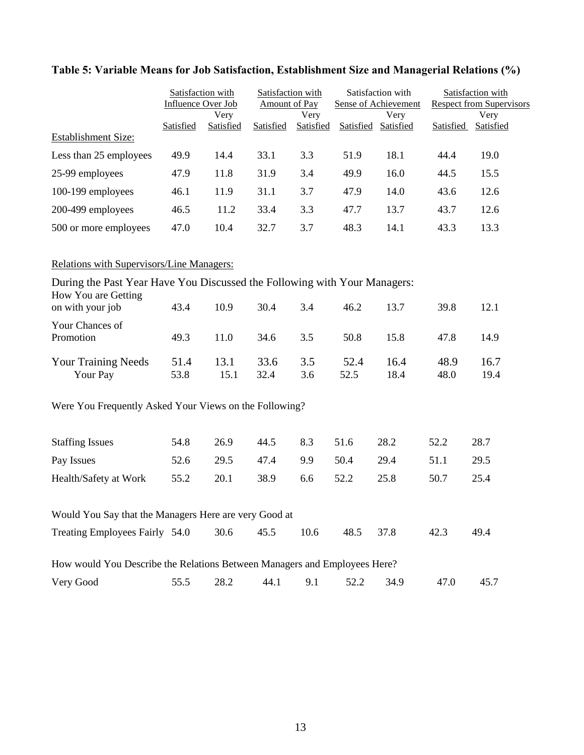## Table 5: Variable Means for Job Satisfaction, Establishment Size and Managerial Relations (%)

| | Satisfaction with Influence Over Job | | Satisfaction with Amount of Pay | | Satisfaction with Sense of Achievement | | Satisfaction with Respect from Supervisors | |
|---|---|---|---|---|---|---|---|---|
| | Satisfied | Very Satisfied | Satisfied | Very Satisfied | Satisfied | Very Satisfied | Satisfied | Very Satisfied |
| Establishment Size: | | | | | | | | |
| Less than 25 employees | 49.9 | 14.4 | 33.1 | 3.3 | 51.9 | 18.1 | 44.4 | 19.0 |
| 25-99 employees | 47.9 | 11.8 | 31.9 | 3.4 | 49.9 | 16.0 | 44.5 | 15.5 |
| 100-199 employees | 46.1 | 11.9 | 31.1 | 3.7 | 47.9 | 14.0 | 43.6 | 12.6 |
| 200-499 employees | 46.5 | 11.2 | 33.4 | 3.3 | 47.7 | 13.7 | 43.7 | 12.6 |
| 500 or more employees | 47.0 | 10.4 | 32.7 | 3.7 | 48.3 | 14.1 | 43.3 | 13.3 |
| Relations with Supervisors/Line Managers: | | | | | | | | |
| During the Past Year Have You Discussed the Following with Your Managers: | | | | | | | | |
| How You are Getting on with your job | 43.4 | 10.9 | 30.4 | 3.4 | 46.2 | 13.7 | 39.8 | 12.1 |
| Your Chances of Promotion | 49.3 | 11.0 | 34.6 | 3.5 | 50.8 | 15.8 | 47.8 | 14.9 |
| Your Training Needs | 51.4 | 13.1 | 33.6 | 3.5 | 52.4 | 16.4 | 48.9 | 16.7 |
| Your Pay | 53.8 | 15.1 | 32.4 | 3.6 | 52.5 | 18.4 | 48.0 | 19.4 |
| Were You Frequently Asked Your Views on the Following? | | | | | | | | |
| Staffing Issues | 54.8 | 26.9 | 44.5 | 8.3 | 51.6 | 28.2 | 52.2 | 28.7 |
| Pay Issues | 52.6 | 29.5 | 47.4 | 9.9 | 50.4 | 29.4 | 51.1 | 29.5 |
| Health/Safety at Work | 55.2 | 20.1 | 38.9 | 6.6 | 52.2 | 25.8 | 50.7 | 25.4 |
| Would You Say that the Managers Here are very Good at | | | | | | | | |
| Treating Employees Fairly | 54.0 | 30.6 | 45.5 | 10.6 | 48.5 | 37.8 | 42.3 | 49.4 |
| How would You Describe the Relations Between Managers and Employees Here? | | | | | | | | |
| Very Good | 55.5 | 28.2 | 44.1 | 9.1 | 52.2 | 34.9 | 47.0 | 45.7 |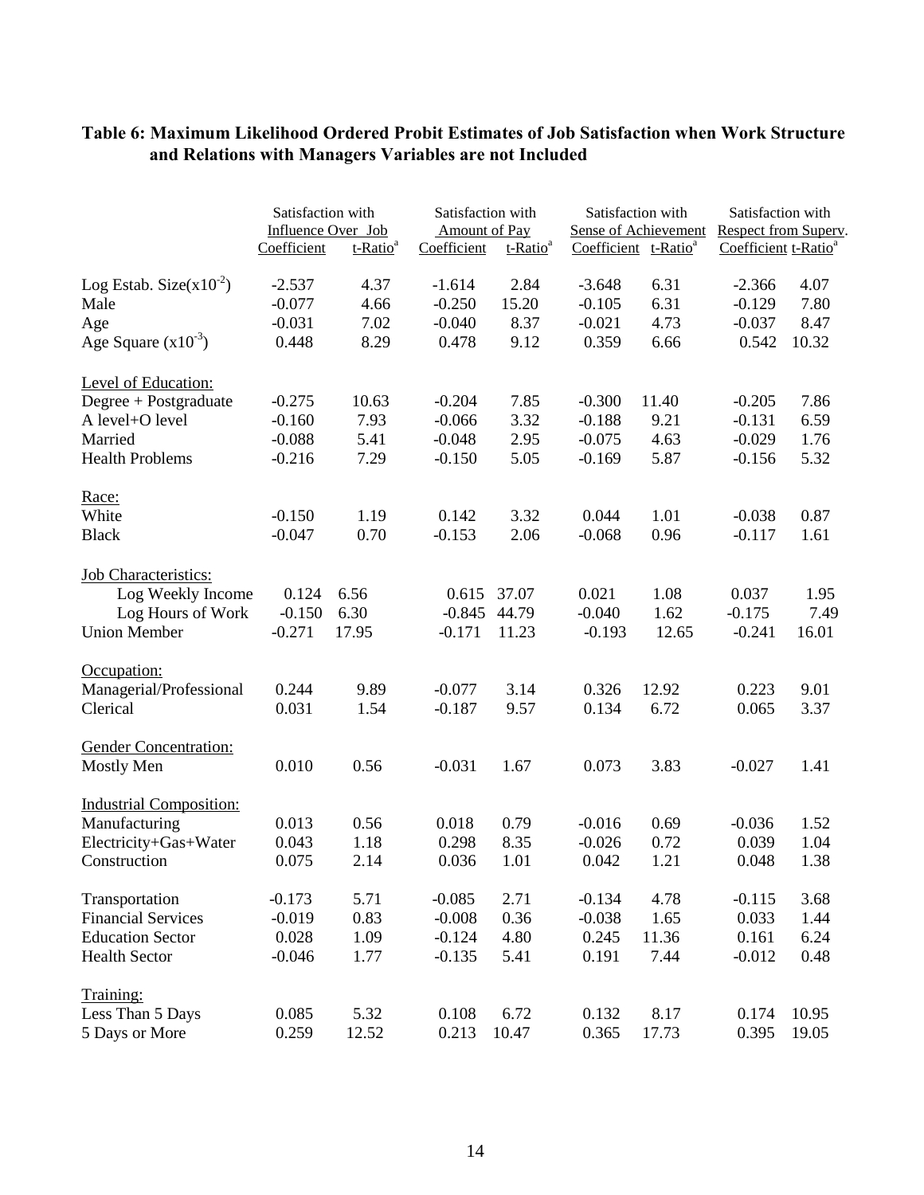**Table 6: Maximum Likelihood Ordered Probit Estimates of Job Satisfaction when Work Structure and Relations with Managers Variables are not Included**

| | Satisfaction with Influence Over Job | | Satisfaction with Amount of Pay | | Satisfaction with Sense of Achievement | | Satisfaction with Respect from Superv. | |
|---|---|---|---|---|---|---|---|---|
| | Coefficient | t-Ratio[a] | Coefficient | t-Ratio[a] | Coefficient | t-Ratio[a] | Coefficient | t-Ratio[a] |
| Log Estab. Size($x10^{-2}$) | -2.537 | 4.37 | -1.614 | 2.84 | -3.648 | 6.31 | -2.366 | 4.07 |
| Male | -0.077 | 4.66 | -0.250 | 15.20 | -0.105 | 6.31 | -0.129 | 7.80 |
| Age | -0.031 | 7.02 | -0.040 | 8.37 | -0.021 | 4.73 | -0.037 | 8.47 |
| Age Square ($x10^{-3}$) | 0.448 | 8.29 | 0.478 | 9.12 | 0.359 | 6.66 | 0.542 | 10.32 |
| Level of Education: | | | | | | | | |
| Degree + Postgraduate | -0.275 | 10.63 | -0.204 | 7.85 | -0.300 | 11.40 | -0.205 | 7.86 |
| A level+O level | -0.160 | 7.93 | -0.066 | 3.32 | -0.188 | 9.21 | -0.131 | 6.59 |
| Married | -0.088 | 5.41 | -0.048 | 2.95 | -0.075 | 4.63 | -0.029 | 1.76 |
| Health Problems | -0.216 | 7.29 | -0.150 | 5.05 | -0.169 | 5.87 | -0.156 | 5.32 |
| Race: | | | | | | | | |
| White | -0.150 | 1.19 | 0.142 | 3.32 | 0.044 | 1.01 | -0.038 | 0.87 |
| Black | -0.047 | 0.70 | -0.153 | 2.06 | -0.068 | 0.96 | -0.117 | 1.61 |
| Job Characteristics: | | | | | | | | |
| Log Weekly Income | 0.124 | 6.56 | 0.615 | 37.07 | 0.021 | 1.08 | 0.037 | 1.95 |
| Log Hours of Work | -0.150 | 6.30 | -0.845 | 44.79 | -0.040 | 1.62 | -0.175 | 7.49 |
| Union Member | -0.271 | 17.95 | -0.171 | 11.23 | -0.193 | 12.65 | -0.241 | 16.01 |
| Occupation: | | | | | | | | |
| Managerial/Professional | 0.244 | 9.89 | -0.077 | 3.14 | 0.326 | 12.92 | 0.223 | 9.01 |
| Clerical | 0.031 | 1.54 | -0.187 | 9.57 | 0.134 | 6.72 | 0.065 | 3.37 |
| Gender Concentration: | | | | | | | | |
| Mostly Men | 0.010 | 0.56 | -0.031 | 1.67 | 0.073 | 3.83 | -0.027 | 1.41 |
| Industrial Composition: | | | | | | | | |
| Manufacturing | 0.013 | 0.56 | 0.018 | 0.79 | -0.016 | 0.69 | -0.036 | 1.52 |
| Electricity+Gas+Water | 0.043 | 1.18 | 0.298 | 8.35 | -0.026 | 0.72 | 0.039 | 1.04 |
| Construction | 0.075 | 2.14 | 0.036 | 1.01 | 0.042 | 1.21 | 0.048 | 1.38 |
| Transportation | -0.173 | 5.71 | -0.085 | 2.71 | -0.134 | 4.78 | -0.115 | 3.68 |
| Financial Services | -0.019 | 0.83 | -0.008 | 0.36 | -0.038 | 1.65 | 0.033 | 1.44 |
| Education Sector | 0.028 | 1.09 | -0.124 | 4.80 | 0.245 | 11.36 | 0.161 | 6.24 |
| Health Sector | -0.046 | 1.77 | -0.135 | 5.41 | 0.191 | 7.44 | -0.012 | 0.48 |
| Training: | | | | | | | | |
| Less Than 5 Days | 0.085 | 5.32 | 0.108 | 6.72 | 0.132 | 8.17 | 0.174 | 10.95 |
| 5 Days or More | 0.259 | 12.52 | 0.213 | 10.47 | 0.365 | 17.73 | 0.395 | 19.05 |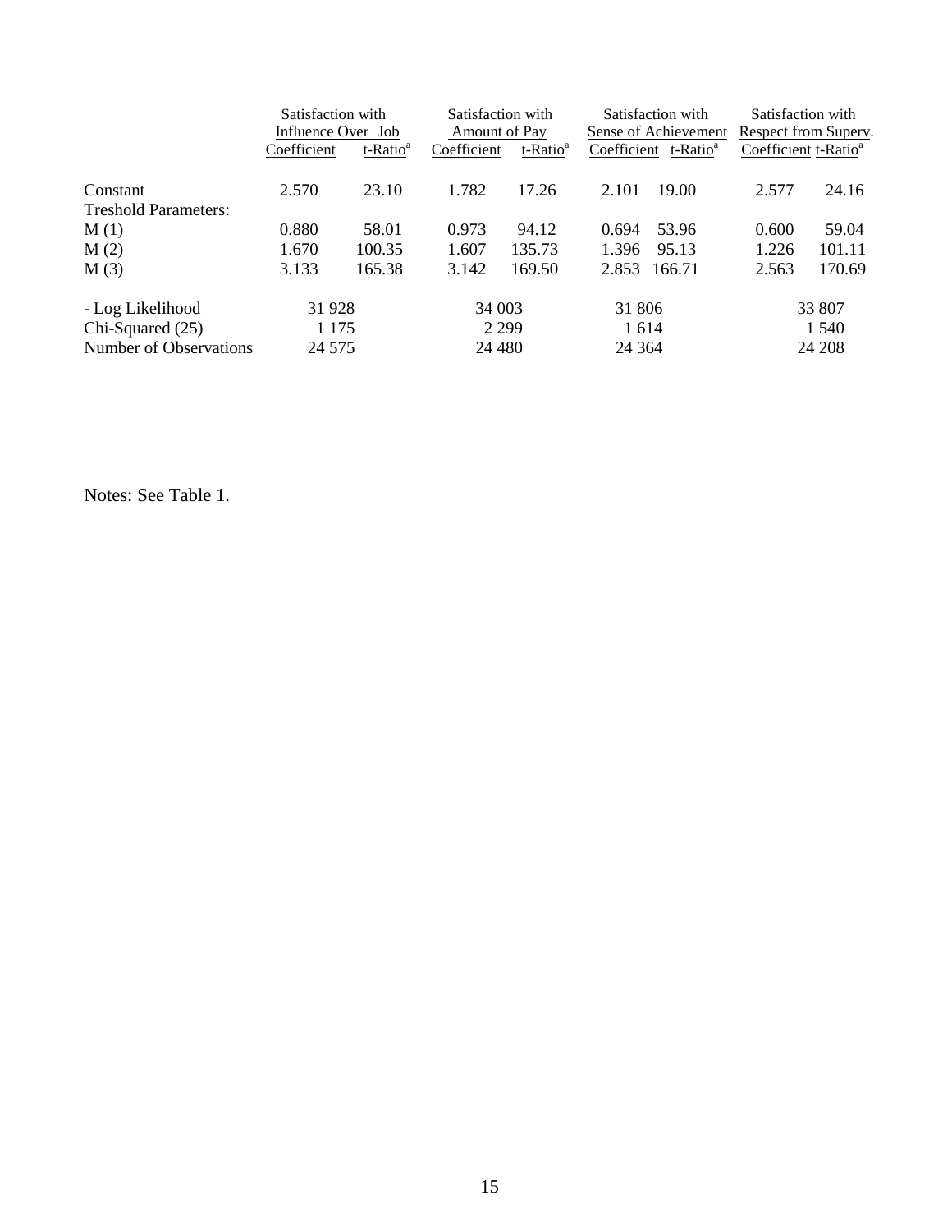| | Satisfaction with Influence Over Job | | Satisfaction with Amount of Pay | | Satisfaction with Sense of Achievement | | Satisfaction with Respect from Superv. | |
|---|---|---|---|---|---|---|---|---|
| | Coefficient | t-Ratio[a] | Coefficient | t-Ratio[a] | Coefficient | t-Ratio[a] | Coefficient | t-Ratio[a] |
| Constant | 2.570 | 23.10 | 1.782 | 17.26 | 2.101 | 19.00 | 2.577 | 24.16 |
| Treshold Parameters: | | | | | | | | |
| M (1) | 0.880 | 58.01 | 0.973 | 94.12 | 0.694 | 53.96 | 0.600 | 59.04 |
| M (2) | 1.670 | 100.35 | 1.607 | 135.73 | 1.396 | 95.13 | 1.226 | 101.11 |
| M (3) | 3.133 | 165.38 | 3.142 | 169.50 | 2.853 | 166.71 | 2.563 | 170.69 |
| - Log Likelihood | 31 928 | | 34 003 | | 31 806 | | 33 807 | |
| Chi-Squared (25) | 1 175 | | 2 299 | | 1 614 | | 1 540 | |
| Number of Observations | 24 575 | | 24 480 | | 24 364 | | 24 208 | |

Notes: See Table 1.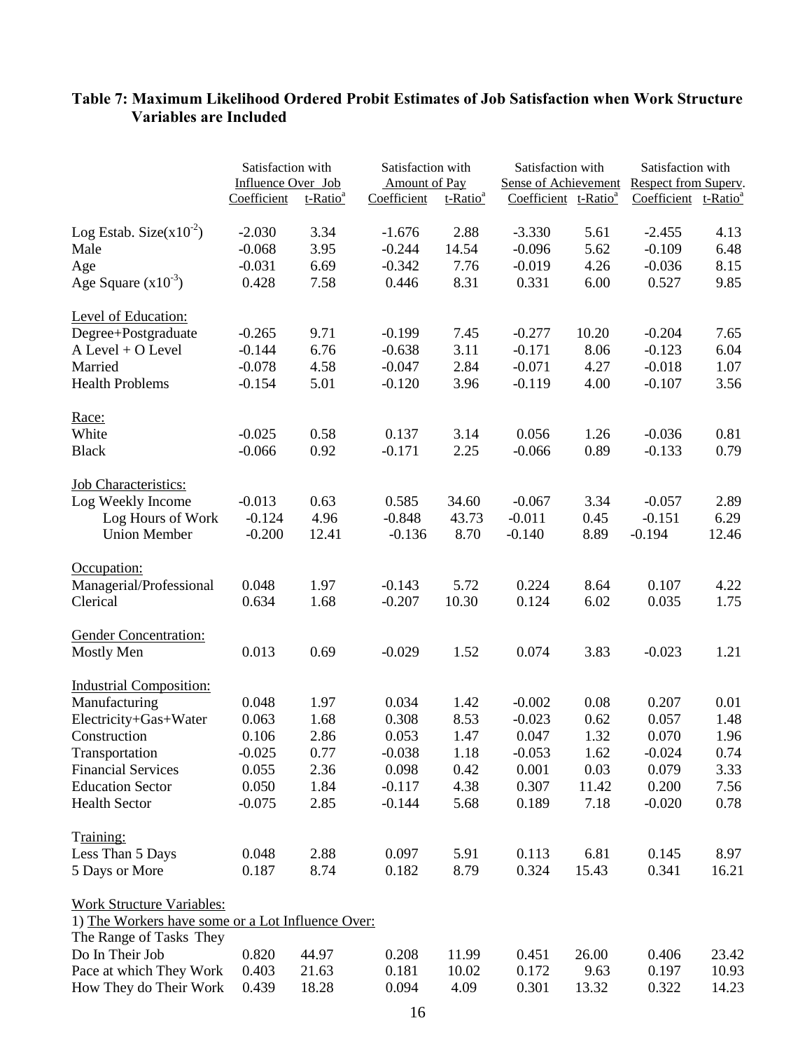**Table 7: Maximum Likelihood Ordered Probit Estimates of Job Satisfaction when Work Structure Variables are Included**

| | Satisfaction with Influence Over Job | | Satisfaction with Amount of Pay | | Satisfaction with Sense of Achievement | | Satisfaction with Respect from Superv. | |
|---|---|---|---|---|---|---|---|---|
| | Coefficient | t-Ratio[a] | Coefficient | t-Ratio[a] | Coefficient | t-Ratio[a] | Coefficient | t-Ratio[a] |
| Log Estab. Size($x10^{-2}$) | -2.030 | 3.34 | -1.676 | 2.88 | -3.330 | 5.61 | -2.455 | 4.13 |
| Male | -0.068 | 3.95 | -0.244 | 14.54 | -0.096 | 5.62 | -0.109 | 6.48 |
| Age | -0.031 | 6.69 | -0.342 | 7.76 | -0.019 | 4.26 | -0.036 | 8.15 |
| Age Square ($x10^{-3}$) | 0.428 | 7.58 | 0.446 | 8.31 | 0.331 | 6.00 | 0.527 | 9.85 |
| Level of Education: | | | | | | | | |
| Degree+Postgraduate | -0.265 | 9.71 | -0.199 | 7.45 | -0.277 | 10.20 | -0.204 | 7.65 |
| A Level + O Level | -0.144 | 6.76 | -0.638 | 3.11 | -0.171 | 8.06 | -0.123 | 6.04 |
| Married | -0.078 | 4.58 | -0.047 | 2.84 | -0.071 | 4.27 | -0.018 | 1.07 |
| Health Problems | -0.154 | 5.01 | -0.120 | 3.96 | -0.119 | 4.00 | -0.107 | 3.56 |
| Race: | | | | | | | | |
| White | -0.025 | 0.58 | 0.137 | 3.14 | 0.056 | 1.26 | -0.036 | 0.81 |
| Black | -0.066 | 0.92 | -0.171 | 2.25 | -0.066 | 0.89 | -0.133 | 0.79 |
| Job Characteristics: | | | | | | | | |
| Log Weekly Income | -0.013 | 0.63 | 0.585 | 34.60 | -0.067 | 3.34 | -0.057 | 2.89 |
| Log Hours of Work | -0.124 | 4.96 | -0.848 | 43.73 | -0.011 | 0.45 | -0.151 | 6.29 |
| Union Member | -0.200 | 12.41 | -0.136 | 8.70 | -0.140 | 8.89 | -0.194 | 12.46 |
| Occupation: | | | | | | | | |
| Managerial/Professional | 0.048 | 1.97 | -0.143 | 5.72 | 0.224 | 8.64 | 0.107 | 4.22 |
| Clerical | 0.634 | 1.68 | -0.207 | 10.30 | 0.124 | 6.02 | 0.035 | 1.75 |
| Gender Concentration: | | | | | | | | |
| Mostly Men | 0.013 | 0.69 | -0.029 | 1.52 | 0.074 | 3.83 | -0.023 | 1.21 |
| Industrial Composition: | | | | | | | | |
| Manufacturing | 0.048 | 1.97 | 0.034 | 1.42 | -0.002 | 0.08 | 0.207 | 0.01 |
| Electricity+Gas+Water | 0.063 | 1.68 | 0.308 | 8.53 | -0.023 | 0.62 | 0.057 | 1.48 |
| Construction | 0.106 | 2.86 | 0.053 | 1.47 | 0.047 | 1.32 | 0.070 | 1.96 |
| Transportation | -0.025 | 0.77 | -0.038 | 1.18 | -0.053 | 1.62 | -0.024 | 0.74 |
| Financial Services | 0.055 | 2.36 | 0.098 | 0.42 | 0.001 | 0.03 | 0.079 | 3.33 |
| Education Sector | 0.050 | 1.84 | -0.117 | 4.38 | 0.307 | 11.42 | 0.200 | 7.56 |
| Health Sector | -0.075 | 2.85 | -0.144 | 5.68 | 0.189 | 7.18 | -0.020 | 0.78 |
| Training: | | | | | | | | |
| Less Than 5 Days | 0.048 | 2.88 | 0.097 | 5.91 | 0.113 | 6.81 | 0.145 | 8.97 |
| 5 Days or More | 0.187 | 8.74 | 0.182 | 8.79 | 0.324 | 15.43 | 0.341 | 16.21 |
| Work Structure Variables: | | | | | | | | |
| 1) The Workers have some or a Lot Influence Over: | | | | | | | | |
| The Range of Tasks They Do In Their Job | 0.820 | 44.97 | 0.208 | 11.99 | 0.451 | 26.00 | 0.406 | 23.42 |
| Pace at which They Work | 0.403 | 21.63 | 0.181 | 10.02 | 0.172 | 9.63 | 0.197 | 10.93 |
| How They do Their Work | 0.439 | 18.28 | 0.094 | 4.09 | 0.301 | 13.32 | 0.322 | 14.23 |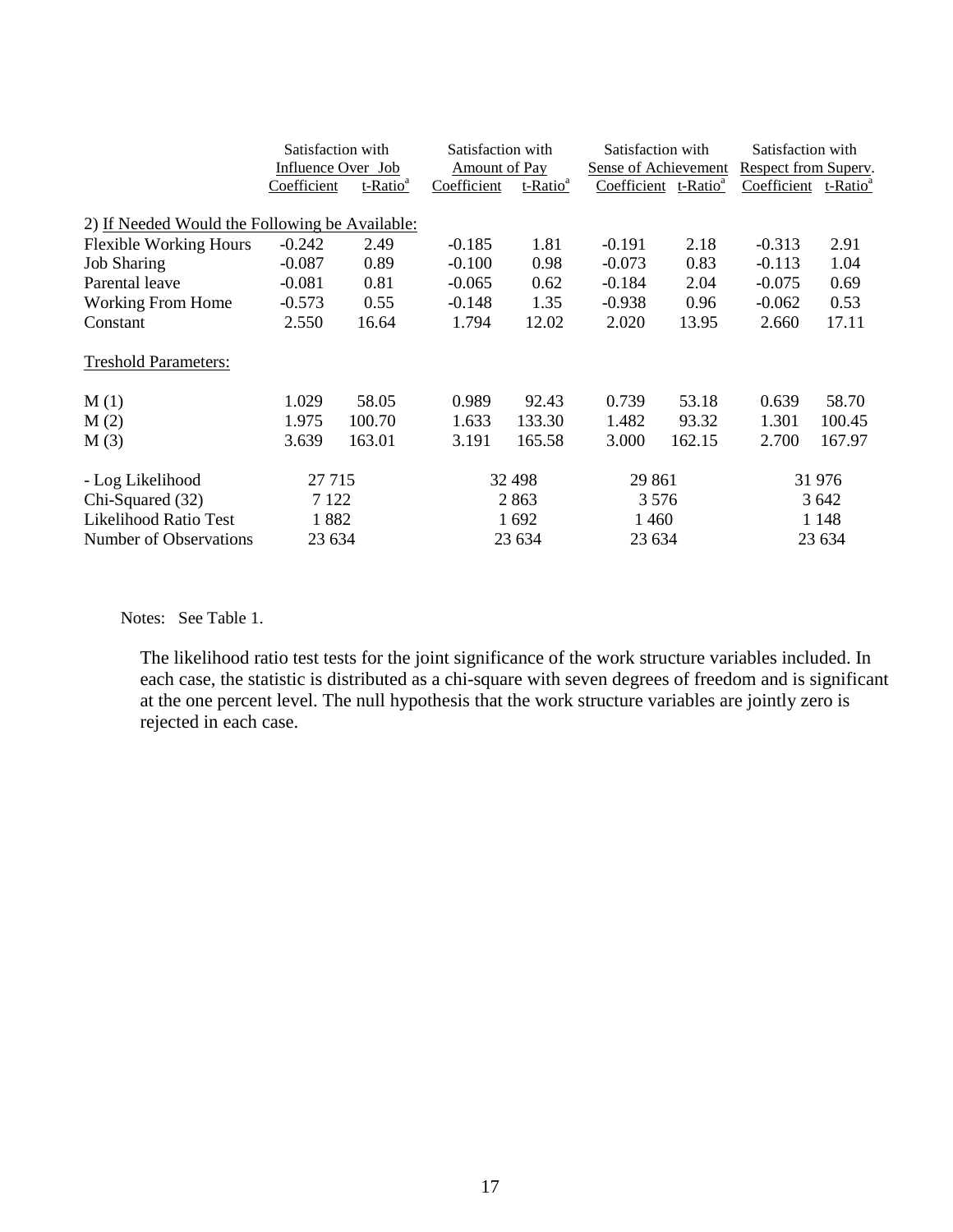| | Satisfaction with Influence Over Job | | Satisfaction with Amount of Pay | | Satisfaction with Sense of Achievement | | Satisfaction with Respect from Superv. | |
|---|---|---|---|---|---|---|---|---|
| | Coefficient | t-Ratio[a] | Coefficient | t-Ratio[a] | Coefficient | t-Ratio[a] | Coefficient | t-Ratio[a] |
| 2) If Needed Would the Following be Available: | | | | | | | | |
| Flexible Working Hours | -0.242 | 2.49 | -0.185 | 1.81 | -0.191 | 2.18 | -0.313 | 2.91 |
| Job Sharing | -0.087 | 0.89 | -0.100 | 0.98 | -0.073 | 0.83 | -0.113 | 1.04 |
| Parental leave | -0.081 | 0.81 | -0.065 | 0.62 | -0.184 | 2.04 | -0.075 | 0.69 |
| Working From Home | -0.573 | 0.55 | -0.148 | 1.35 | -0.938 | 0.96 | -0.062 | 0.53 |
| Constant | 2.550 | 16.64 | 1.794 | 12.02 | 2.020 | 13.95 | 2.660 | 17.11 |
| Treshold Parameters: | | | | | | | | |
| M (1) | 1.029 | 58.05 | 0.989 | 92.43 | 0.739 | 53.18 | 0.639 | 58.70 |
| M (2) | 1.975 | 100.70 | 1.633 | 133.30 | 1.482 | 93.32 | 1.301 | 100.45 |
| M (3) | 3.639 | 163.01 | 3.191 | 165.58 | 3.000 | 162.15 | 2.700 | 167.97 |
| - Log Likelihood | 27 715 | | 32 498 | | 29 861 | | 31 976 | |
| Chi-Squared (32) | 7 122 | | 2 863 | | 3 576 | | 3 642 | |
| Likelihood Ratio Test | 1 882 | | 1 692 | | 1 460 | | 1 148 | |
| Number of Observations | 23 634 | | 23 634 | | 23 634 | | 23 634 | |

Notes: See Table 1.

The likelihood ratio test tests for the joint significance of the work structure variables included. In each case, the statistic is distributed as a chi-square with seven degrees of freedom and is significant at the one percent level. The null hypothesis that the work structure variables are jointly zero is rejected in each case.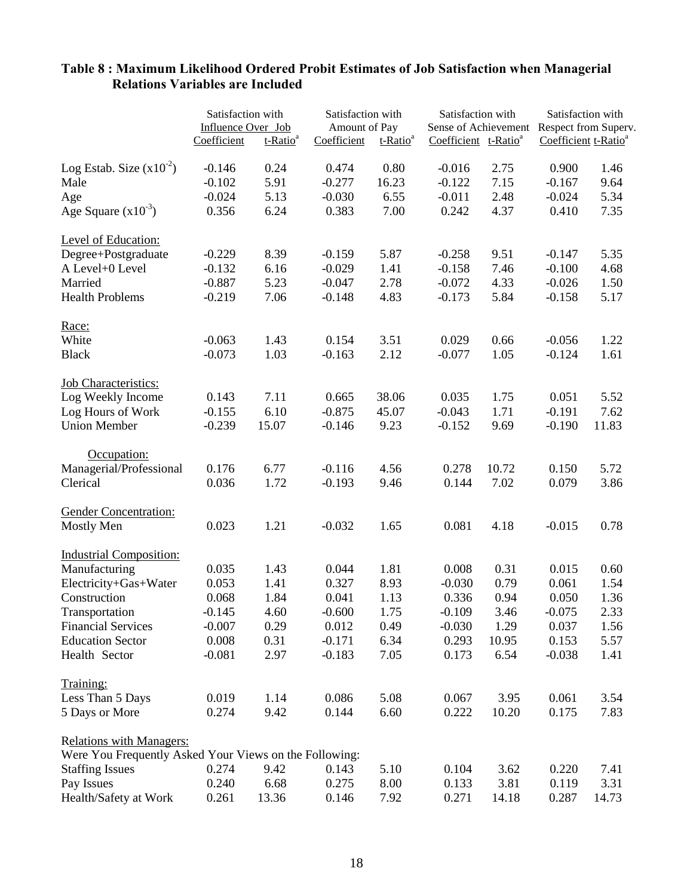## Table 8 : Maximum Likelihood Ordered Probit Estimates of Job Satisfaction when Managerial Relations Variables are Included

| | Satisfaction with Influence Over Job | | Satisfaction with Amount of Pay | | Satisfaction with Sense of Achievement | | Satisfaction with Respect from Superv. | |
|---|---|---|---|---|---|---|---|---|
| | Coefficient | t-Ratio[a] | Coefficient | t-Ratio[a] | Coefficient | t-Ratio[a] | Coefficient | t-Ratio[a] |
| Log Estab. Size ($x10^{-2}$) | -0.146 | 0.24 | 0.474 | 0.80 | -0.016 | 2.75 | 0.900 | 1.46 |
| Male | -0.102 | 5.91 | -0.277 | 16.23 | -0.122 | 7.15 | -0.167 | 9.64 |
| Age | -0.024 | 5.13 | -0.030 | 6.55 | -0.011 | 2.48 | -0.024 | 5.34 |
| Age Square ($x10^{-3}$) | 0.356 | 6.24 | 0.383 | 7.00 | 0.242 | 4.37 | 0.410 | 7.35 |
| Level of Education: | | | | | | | | |
| Degree+Postgraduate | -0.229 | 8.39 | -0.159 | 5.87 | -0.258 | 9.51 | -0.147 | 5.35 |
| A Level+0 Level | -0.132 | 6.16 | -0.029 | 1.41 | -0.158 | 7.46 | -0.100 | 4.68 |
| Married | -0.887 | 5.23 | -0.047 | 2.78 | -0.072 | 4.33 | -0.026 | 1.50 |
| Health Problems | -0.219 | 7.06 | -0.148 | 4.83 | -0.173 | 5.84 | -0.158 | 5.17 |
| Race: | | | | | | | | |
| White | -0.063 | 1.43 | 0.154 | 3.51 | 0.029 | 0.66 | -0.056 | 1.22 |
| Black | -0.073 | 1.03 | -0.163 | 2.12 | -0.077 | 1.05 | -0.124 | 1.61 |
| Job Characteristics: | | | | | | | | |
| Log Weekly Income | 0.143 | 7.11 | 0.665 | 38.06 | 0.035 | 1.75 | 0.051 | 5.52 |
| Log Hours of Work | -0.155 | 6.10 | -0.875 | 45.07 | -0.043 | 1.71 | -0.191 | 7.62 |
| Union Member | -0.239 | 15.07 | -0.146 | 9.23 | -0.152 | 9.69 | -0.190 | 11.83 |
| Occupation: | | | | | | | | |
| Managerial/Professional | 0.176 | 6.77 | -0.116 | 4.56 | 0.278 | 10.72 | 0.150 | 5.72 |
| Clerical | 0.036 | 1.72 | -0.193 | 9.46 | 0.144 | 7.02 | 0.079 | 3.86 |
| Gender Concentration: | | | | | | | | |
| Mostly Men | 0.023 | 1.21 | -0.032 | 1.65 | 0.081 | 4.18 | -0.015 | 0.78 |
| Industrial Composition: | | | | | | | | |
| Manufacturing | 0.035 | 1.43 | 0.044 | 1.81 | 0.008 | 0.31 | 0.015 | 0.60 |
| Electricity+Gas+Water | 0.053 | 1.41 | 0.327 | 8.93 | -0.030 | 0.79 | 0.061 | 1.54 |
| Construction | 0.068 | 1.84 | 0.041 | 1.13 | 0.336 | 0.94 | 0.050 | 1.36 |
| Transportation | -0.145 | 4.60 | -0.600 | 1.75 | -0.109 | 3.46 | -0.075 | 2.33 |
| Financial Services | -0.007 | 0.29 | 0.012 | 0.49 | -0.030 | 1.29 | 0.037 | 1.56 |
| Education Sector | 0.008 | 0.31 | -0.171 | 6.34 | 0.293 | 10.95 | 0.153 | 5.57 |
| Health Sector | -0.081 | 2.97 | -0.183 | 7.05 | 0.173 | 6.54 | -0.038 | 1.41 |
| Training: | | | | | | | | |
| Less Than 5 Days | 0.019 | 1.14 | 0.086 | 5.08 | 0.067 | 3.95 | 0.061 | 3.54 |
| 5 Days or More | 0.274 | 9.42 | 0.144 | 6.60 | 0.222 | 10.20 | 0.175 | 7.83 |
| Relations with Managers: | | | | | | | | |
| Were You Frequently Asked Your Views on the Following: | | | | | | | | |
| Staffing Issues | 0.274 | 9.42 | 0.143 | 5.10 | 0.104 | 3.62 | 0.220 | 7.41 |
| Pay Issues | 0.240 | 6.68 | 0.275 | 8.00 | 0.133 | 3.81 | 0.119 | 3.31 |
| Health/Safety at Work | 0.261 | 13.36 | 0.146 | 7.92 | 0.271 | 14.18 | 0.287 | 14.73 |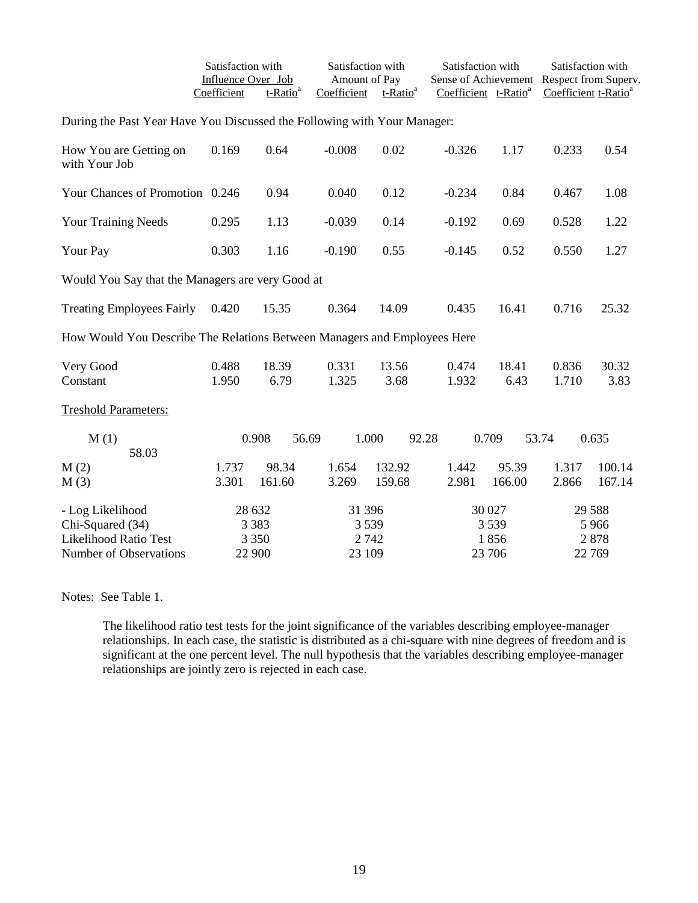| | Satisfaction with Influence Over Job | | Satisfaction with Amount of Pay | | Satisfaction with Sense of Achievement | | Satisfaction with Respect from Superv. | |
|---|---|---|---|---|---|---|---|---|
| | Coefficient | t-Ratio[a] | Coefficient | t-Ratio[a] | Coefficient | t-Ratio[a] | Coefficient | t-Ratio[a] |
| **During the Past Year Have You Discussed the Following with Your Manager:** | | | | | | | | |
| How You are Getting on with Your Job | 0.169 | 0.64 | -0.008 | 0.02 | -0.326 | 1.17 | 0.233 | 0.54 |
| Your Chances of Promotion | 0.246 | 0.94 | 0.040 | 0.12 | -0.234 | 0.84 | 0.467 | 1.08 |
| Your Training Needs | 0.295 | 1.13 | -0.039 | 0.14 | -0.192 | 0.69 | 0.528 | 1.22 |
| Your Pay | 0.303 | 1.16 | -0.190 | 0.55 | -0.145 | 0.52 | 0.550 | 1.27 |
| **Would You Say that the Managers are very Good at** | | | | | | | | |
| Treating Employees Fairly | 0.420 | 15.35 | 0.364 | 14.09 | 0.435 | 16.41 | 0.716 | 25.32 |
| **How Would You Describe The Relations Between Managers and Employees Here** | | | | | | | | |
| Very Good | 0.488 | 18.39 | 0.331 | 13.56 | 0.474 | 18.41 | 0.836 | 30.32 |
| Constant | 1.950 | 6.79 | 1.325 | 3.68 | 1.932 | 6.43 | 1.710 | 3.83 |
| Treshold Parameters: | | | | | | | | |
| M (1) | 0.908 | 56.69 | 1.000 | 92.28 | 0.709 | 53.74 | 0.635 | 58.03 |
| M (2) | 1.737 | 98.34 | 1.654 | 132.92 | 1.442 | 95.39 | 1.317 | 100.14 |
| M (3) | 3.301 | 161.60 | 3.269 | 159.68 | 2.981 | 166.00 | 2.866 | 167.14 |
| - Log Likelihood | 28 632 | | 31 396 | | 30 027 | | 29 588 | |
| Chi-Squared (34) | 3 383 | | 3 539 | | 3 539 | | 5 966 | |
| Likelihood Ratio Test | 3 350 | | 2 742 | | 1 856 | | 2 878 | |
| Number of Observations | 22 900 | | 23 109 | | 23 706 | | 22 769 | |

Notes: See Table 1.

The likelihood ratio test tests for the joint significance of the variables describing employee-manager relationships. In each case, the statistic is distributed as a chi-square with nine degrees of freedom and is significant at the one percent level. The null hypothesis that the variables describing employee-manager relationships are jointly zero is rejected in each case.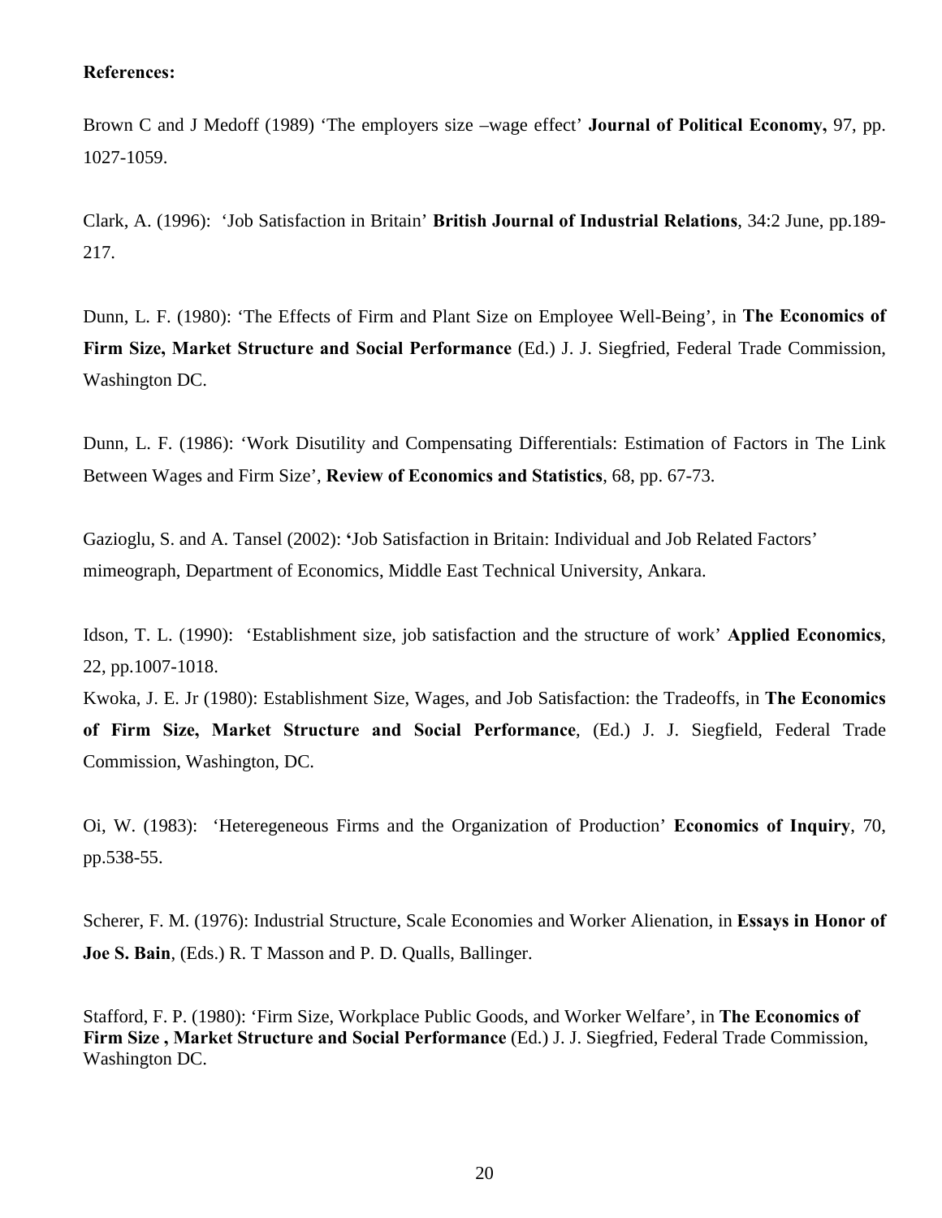**References:**

Brown C and J Medoff (1989) 'The employers size –wage effect' **Journal of Political Economy,** 97, pp. 1027-1059.

Clark, A. (1996): 'Job Satisfaction in Britain' **British Journal of Industrial Relations**, 34:2 June, pp.189-217.

Dunn, L. F. (1980): 'The Effects of Firm and Plant Size on Employee Well-Being', in **The Economics of Firm Size, Market Structure and Social Performance** (Ed.) J. J. Siegfried, Federal Trade Commission, Washington DC.

Dunn, L. F. (1986): 'Work Disutility and Compensating Differentials: Estimation of Factors in The Link Between Wages and Firm Size', **Review of Economics and Statistics**, 68, pp. 67-73.

Gazioglu, S. and A. Tansel (2002): **'**Job Satisfaction in Britain: Individual and Job Related Factors' mimeograph, Department of Economics, Middle East Technical University, Ankara.

Idson, T. L. (1990): 'Establishment size, job satisfaction and the structure of work' **Applied Economics**, 22, pp.1007-1018.

Kwoka, J. E. Jr (1980): Establishment Size, Wages, and Job Satisfaction: the Tradeoffs, in **The Economics of Firm Size, Market Structure and Social Performance**, (Ed.) J. J. Siegfield, Federal Trade Commission, Washington, DC.

Oi, W. (1983): 'Heteregeneous Firms and the Organization of Production' **Economics of Inquiry**, 70, pp.538-55.

Scherer, F. M. (1976): Industrial Structure, Scale Economies and Worker Alienation, in **Essays in Honor of Joe S. Bain**, (Eds.) R. T Masson and P. D. Qualls, Ballinger.

Stafford, F. P. (1980): 'Firm Size, Workplace Public Goods, and Worker Welfare', in **The Economics of Firm Size , Market Structure and Social Performance** (Ed.) J. J. Siegfried, Federal Trade Commission, Washington DC.